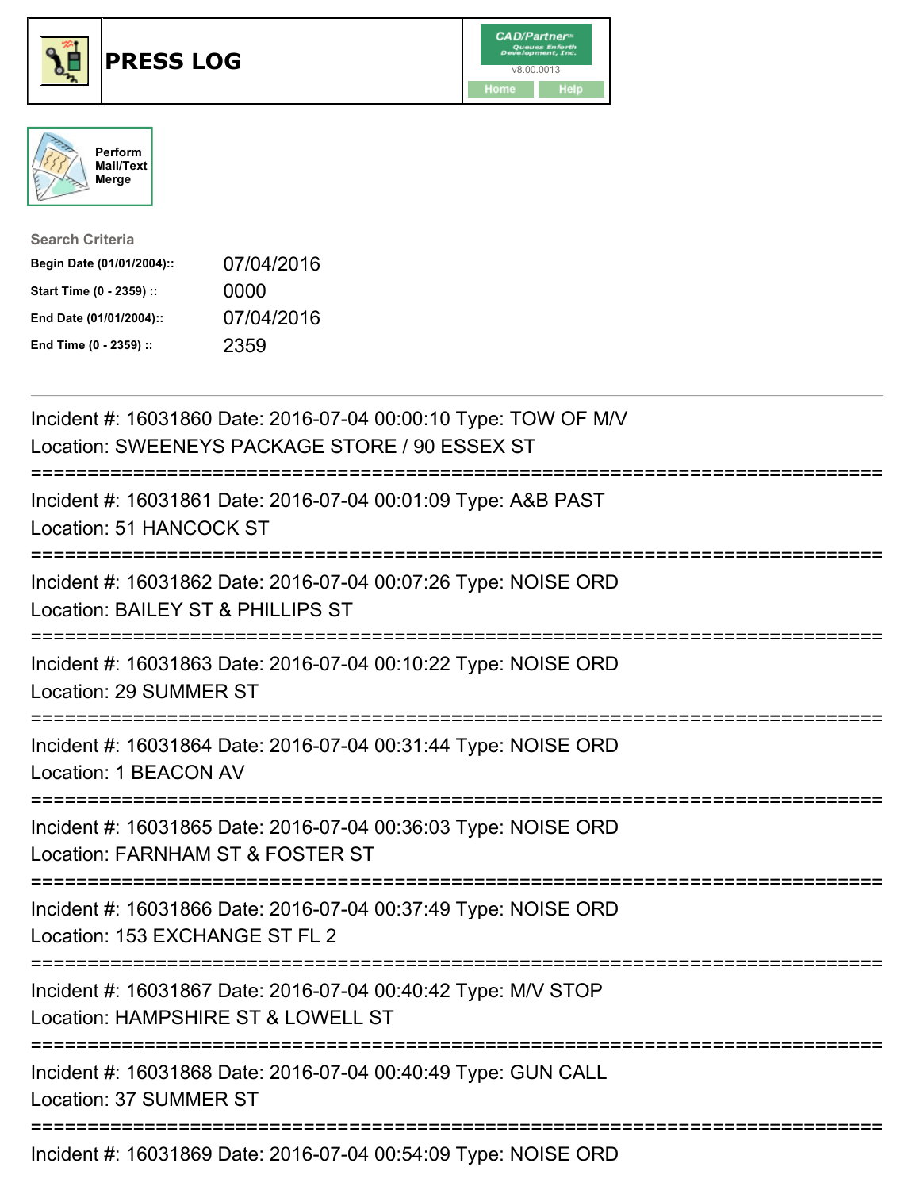# PRESS LOG

Perform Mail/Text Merge

**Search Criteria**

| | |
|---|---|
| **Begin Date (01/01/2004)::** | 07/04/2016 |
| **Start Time (0 - 2359) ::** | 0000 |
| **End Date (01/01/2004)::** | 07/04/2016 |
| **End Time (0 - 2359) ::** | 2359 |

---

Incident #: 16031860 Date: 2016-07-04 00:00:10 Type: TOW OF M/V
Location: SWEENEYS PACKAGE STORE / 90 ESSEX ST

===========================================================================

Incident #: 16031861 Date: 2016-07-04 00:01:09 Type: A&B PAST
Location: 51 HANCOCK ST

===========================================================================

Incident #: 16031862 Date: 2016-07-04 00:07:26 Type: NOISE ORD
Location: BAILEY ST & PHILLIPS ST

===========================================================================

Incident #: 16031863 Date: 2016-07-04 00:10:22 Type: NOISE ORD
Location: 29 SUMMER ST

===========================================================================

Incident #: 16031864 Date: 2016-07-04 00:31:44 Type: NOISE ORD
Location: 1 BEACON AV

===========================================================================

Incident #: 16031865 Date: 2016-07-04 00:36:03 Type: NOISE ORD
Location: FARNHAM ST & FOSTER ST

===========================================================================

Incident #: 16031866 Date: 2016-07-04 00:37:49 Type: NOISE ORD
Location: 153 EXCHANGE ST FL 2

===========================================================================

Incident #: 16031867 Date: 2016-07-04 00:40:42 Type: M/V STOP
Location: HAMPSHIRE ST & LOWELL ST

===========================================================================

Incident #: 16031868 Date: 2016-07-04 00:40:49 Type: GUN CALL
Location: 37 SUMMER ST

===========================================================================

Incident #: 16031869 Date: 2016-07-04 00:54:09 Type: NOISE ORD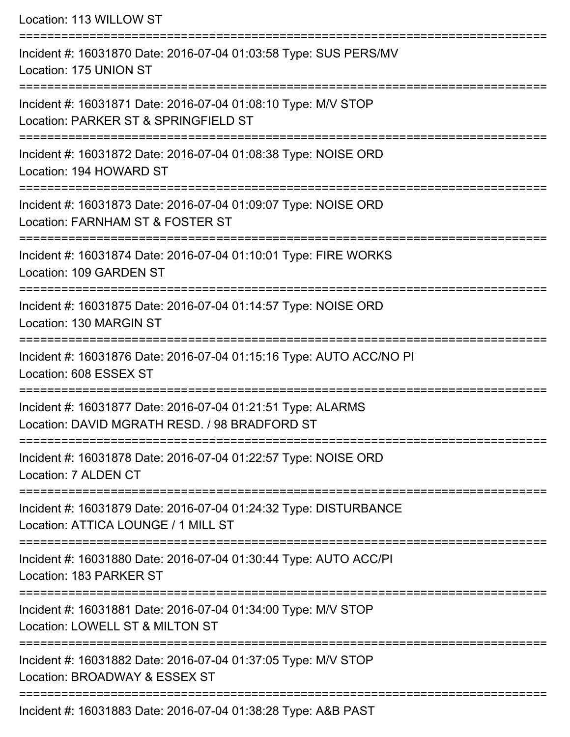Location: 113 WILLOW ST

===========================================================================

Incident #: 16031870 Date: 2016-07-04 01:03:58 Type: SUS PERS/MV
Location: 175 UNION ST

===========================================================================

Incident #: 16031871 Date: 2016-07-04 01:08:10 Type: M/V STOP
Location: PARKER ST & SPRINGFIELD ST

===========================================================================

Incident #: 16031872 Date: 2016-07-04 01:08:38 Type: NOISE ORD
Location: 194 HOWARD ST

===========================================================================

Incident #: 16031873 Date: 2016-07-04 01:09:07 Type: NOISE ORD
Location: FARNHAM ST & FOSTER ST

===========================================================================

Incident #: 16031874 Date: 2016-07-04 01:10:01 Type: FIRE WORKS
Location: 109 GARDEN ST

===========================================================================

Incident #: 16031875 Date: 2016-07-04 01:14:57 Type: NOISE ORD
Location: 130 MARGIN ST

===========================================================================

Incident #: 16031876 Date: 2016-07-04 01:15:16 Type: AUTO ACC/NO PI
Location: 608 ESSEX ST

===========================================================================

Incident #: 16031877 Date: 2016-07-04 01:21:51 Type: ALARMS
Location: DAVID MGRATH RESD. / 98 BRADFORD ST

===========================================================================

Incident #: 16031878 Date: 2016-07-04 01:22:57 Type: NOISE ORD
Location: 7 ALDEN CT

===========================================================================

Incident #: 16031879 Date: 2016-07-04 01:24:32 Type: DISTURBANCE
Location: ATTICA LOUNGE / 1 MILL ST

===========================================================================

Incident #: 16031880 Date: 2016-07-04 01:30:44 Type: AUTO ACC/PI
Location: 183 PARKER ST

===========================================================================

Incident #: 16031881 Date: 2016-07-04 01:34:00 Type: M/V STOP
Location: LOWELL ST & MILTON ST

===========================================================================

Incident #: 16031882 Date: 2016-07-04 01:37:05 Type: M/V STOP
Location: BROADWAY & ESSEX ST

===========================================================================

Incident #: 16031883 Date: 2016-07-04 01:38:28 Type: A&B PAST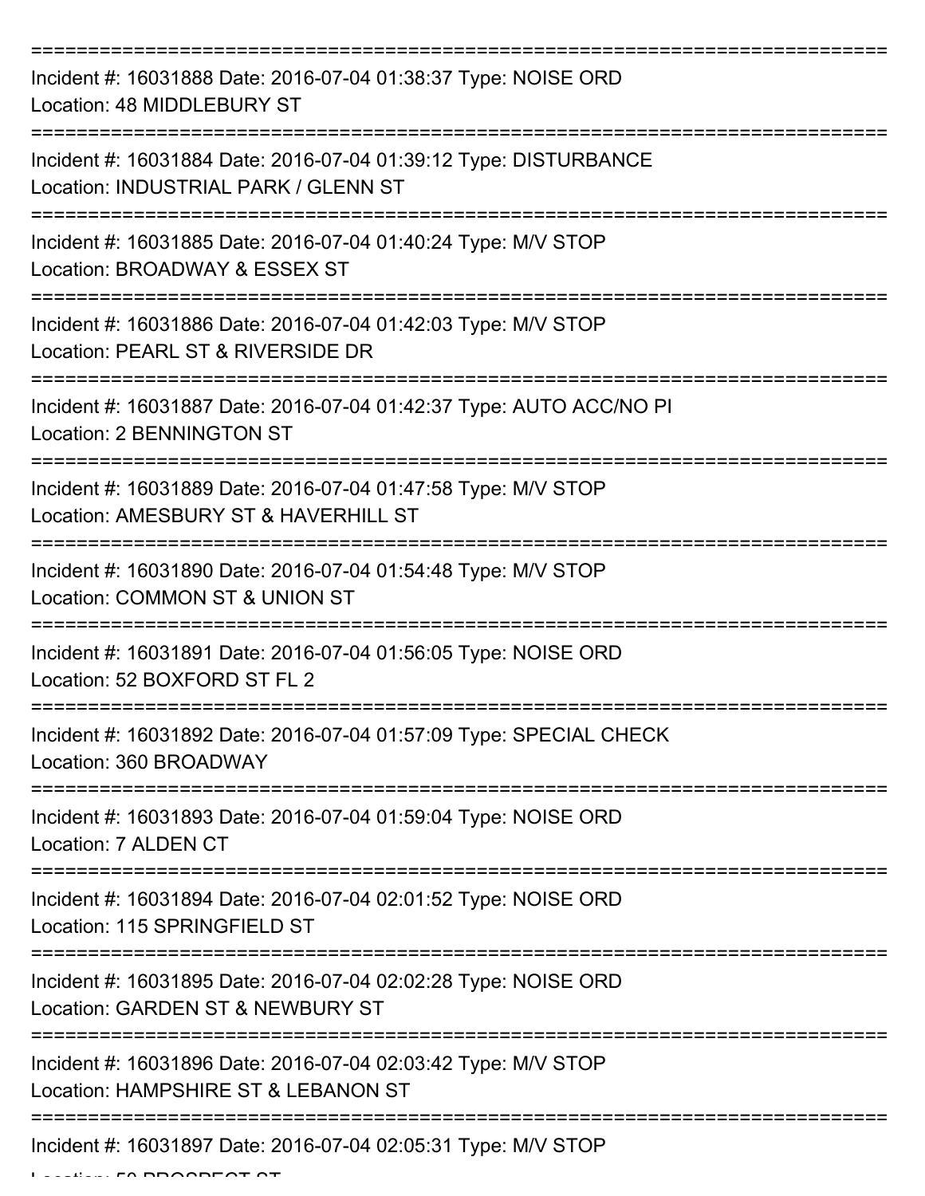===========================================================================

Incident #: 16031888 Date: 2016-07-04 01:38:37 Type: NOISE ORD
Location: 48 MIDDLEBURY ST

===========================================================================

Incident #: 16031884 Date: 2016-07-04 01:39:12 Type: DISTURBANCE
Location: INDUSTRIAL PARK / GLENN ST

===========================================================================

Incident #: 16031885 Date: 2016-07-04 01:40:24 Type: M/V STOP
Location: BROADWAY & ESSEX ST

===========================================================================

Incident #: 16031886 Date: 2016-07-04 01:42:03 Type: M/V STOP
Location: PEARL ST & RIVERSIDE DR

===========================================================================

Incident #: 16031887 Date: 2016-07-04 01:42:37 Type: AUTO ACC/NO PI
Location: 2 BENNINGTON ST

===========================================================================

Incident #: 16031889 Date: 2016-07-04 01:47:58 Type: M/V STOP
Location: AMESBURY ST & HAVERHILL ST

===========================================================================

Incident #: 16031890 Date: 2016-07-04 01:54:48 Type: M/V STOP
Location: COMMON ST & UNION ST

===========================================================================

Incident #: 16031891 Date: 2016-07-04 01:56:05 Type: NOISE ORD
Location: 52 BOXFORD ST FL 2

===========================================================================

Incident #: 16031892 Date: 2016-07-04 01:57:09 Type: SPECIAL CHECK
Location: 360 BROADWAY

===========================================================================

Incident #: 16031893 Date: 2016-07-04 01:59:04 Type: NOISE ORD
Location: 7 ALDEN CT

===========================================================================

Incident #: 16031894 Date: 2016-07-04 02:01:52 Type: NOISE ORD
Location: 115 SPRINGFIELD ST

===========================================================================

Incident #: 16031895 Date: 2016-07-04 02:02:28 Type: NOISE ORD
Location: GARDEN ST & NEWBURY ST

===========================================================================

Incident #: 16031896 Date: 2016-07-04 02:03:42 Type: M/V STOP
Location: HAMPSHIRE ST & LEBANON ST

===========================================================================

Incident #: 16031897 Date: 2016-07-04 02:05:31 Type: M/V STOP
Location: 50 PROSPECT ST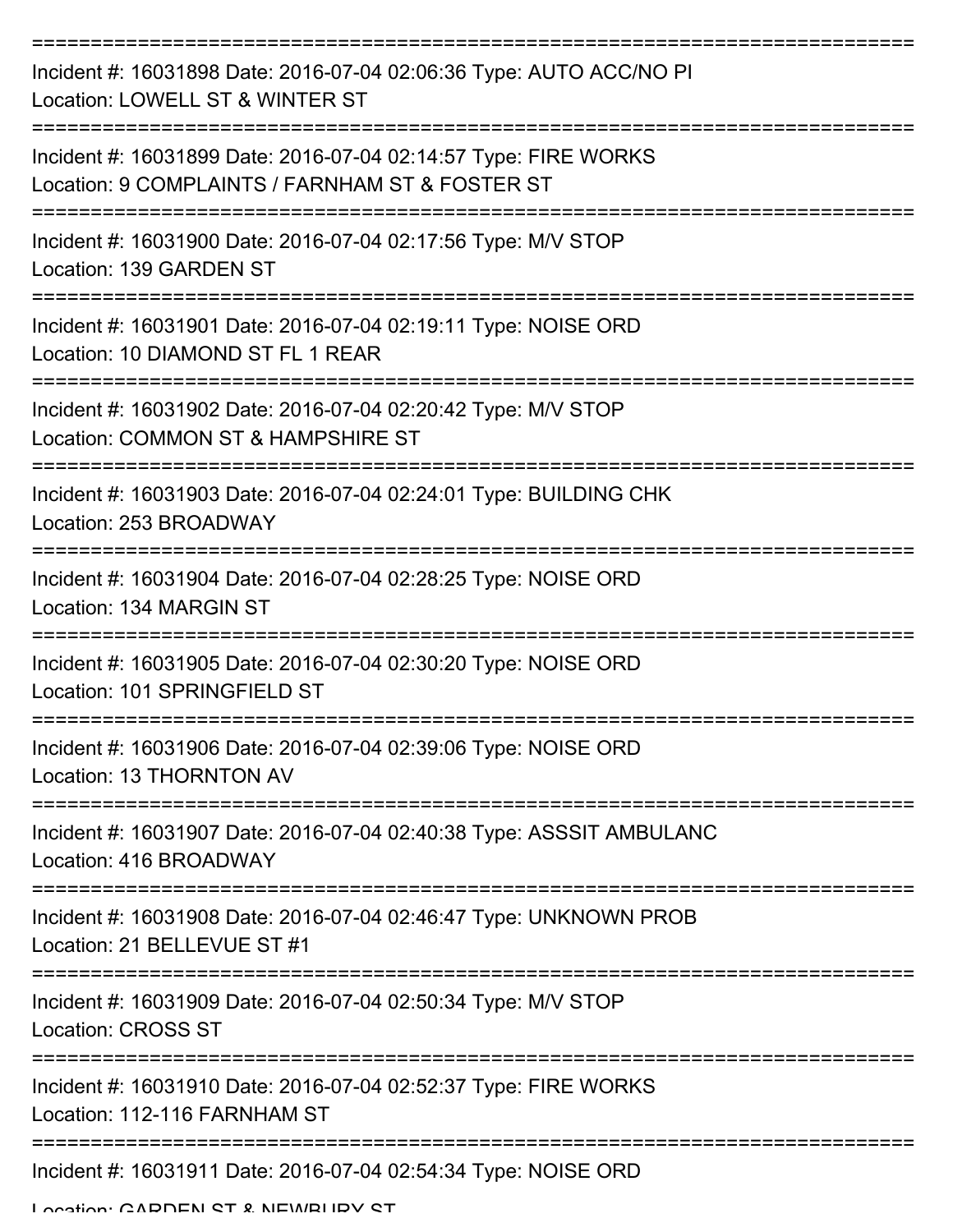===========================================================================

Incident #: 16031898 Date: 2016-07-04 02:06:36 Type: AUTO ACC/NO PI
Location: LOWELL ST & WINTER ST

===========================================================================

Incident #: 16031899 Date: 2016-07-04 02:14:57 Type: FIRE WORKS
Location: 9 COMPLAINTS / FARNHAM ST & FOSTER ST

===========================================================================

Incident #: 16031900 Date: 2016-07-04 02:17:56 Type: M/V STOP
Location: 139 GARDEN ST

===========================================================================

Incident #: 16031901 Date: 2016-07-04 02:19:11 Type: NOISE ORD
Location: 10 DIAMOND ST FL 1 REAR

===========================================================================

Incident #: 16031902 Date: 2016-07-04 02:20:42 Type: M/V STOP
Location: COMMON ST & HAMPSHIRE ST

===========================================================================

Incident #: 16031903 Date: 2016-07-04 02:24:01 Type: BUILDING CHK
Location: 253 BROADWAY

===========================================================================

Incident #: 16031904 Date: 2016-07-04 02:28:25 Type: NOISE ORD
Location: 134 MARGIN ST

===========================================================================

Incident #: 16031905 Date: 2016-07-04 02:30:20 Type: NOISE ORD
Location: 101 SPRINGFIELD ST

===========================================================================

Incident #: 16031906 Date: 2016-07-04 02:39:06 Type: NOISE ORD
Location: 13 THORNTON AV

===========================================================================

Incident #: 16031907 Date: 2016-07-04 02:40:38 Type: ASSSIT AMBULANC
Location: 416 BROADWAY

===========================================================================

Incident #: 16031908 Date: 2016-07-04 02:46:47 Type: UNKNOWN PROB
Location: 21 BELLEVUE ST #1

===========================================================================

Incident #: 16031909 Date: 2016-07-04 02:50:34 Type: M/V STOP
Location: CROSS ST

===========================================================================

Incident #: 16031910 Date: 2016-07-04 02:52:37 Type: FIRE WORKS
Location: 112-116 FARNHAM ST

===========================================================================

Incident #: 16031911 Date: 2016-07-04 02:54:34 Type: NOISE ORD
Location: GARDEN ST & NEWBURY ST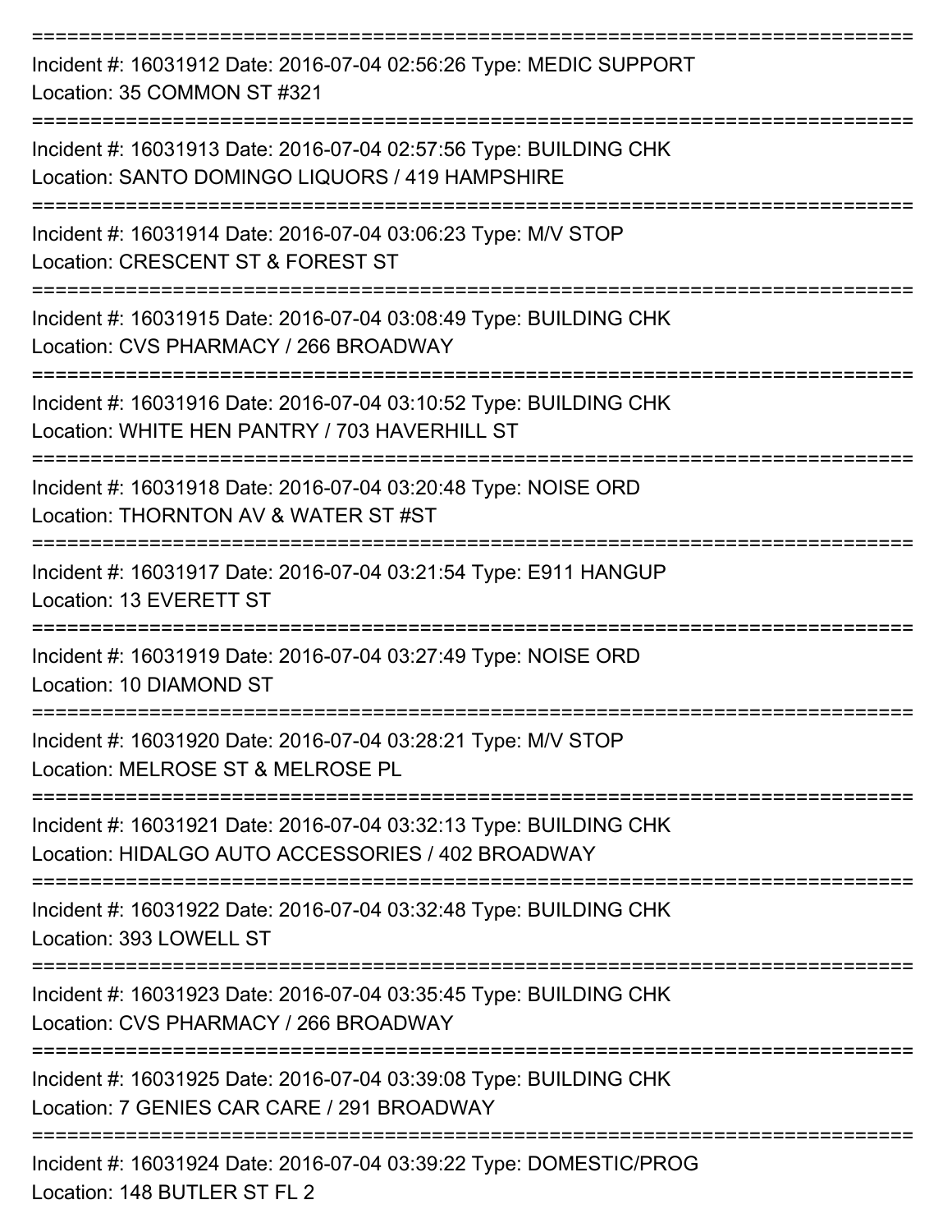==============================================================================
Incident #: 16031912 Date: 2016-07-04 02:56:26 Type: MEDIC SUPPORT
Location: 35 COMMON ST #321
==============================================================================
Incident #: 16031913 Date: 2016-07-04 02:57:56 Type: BUILDING CHK
Location: SANTO DOMINGO LIQUORS / 419 HAMPSHIRE
==============================================================================
Incident #: 16031914 Date: 2016-07-04 03:06:23 Type: M/V STOP
Location: CRESCENT ST & FOREST ST
==============================================================================
Incident #: 16031915 Date: 2016-07-04 03:08:49 Type: BUILDING CHK
Location: CVS PHARMACY / 266 BROADWAY
==============================================================================
Incident #: 16031916 Date: 2016-07-04 03:10:52 Type: BUILDING CHK
Location: WHITE HEN PANTRY / 703 HAVERHILL ST
==============================================================================
Incident #: 16031918 Date: 2016-07-04 03:20:48 Type: NOISE ORD
Location: THORNTON AV & WATER ST #ST
==============================================================================
Incident #: 16031917 Date: 2016-07-04 03:21:54 Type: E911 HANGUP
Location: 13 EVERETT ST
==============================================================================
Incident #: 16031919 Date: 2016-07-04 03:27:49 Type: NOISE ORD
Location: 10 DIAMOND ST
==============================================================================
Incident #: 16031920 Date: 2016-07-04 03:28:21 Type: M/V STOP
Location: MELROSE ST & MELROSE PL
==============================================================================
Incident #: 16031921 Date: 2016-07-04 03:32:13 Type: BUILDING CHK
Location: HIDALGO AUTO ACCESSORIES / 402 BROADWAY
==============================================================================
Incident #: 16031922 Date: 2016-07-04 03:32:48 Type: BUILDING CHK
Location: 393 LOWELL ST
==============================================================================
Incident #: 16031923 Date: 2016-07-04 03:35:45 Type: BUILDING CHK
Location: CVS PHARMACY / 266 BROADWAY
==============================================================================
Incident #: 16031925 Date: 2016-07-04 03:39:08 Type: BUILDING CHK
Location: 7 GENIES CAR CARE / 291 BROADWAY
==============================================================================
Incident #: 16031924 Date: 2016-07-04 03:39:22 Type: DOMESTIC/PROG
Location: 148 BUTLER ST FL 2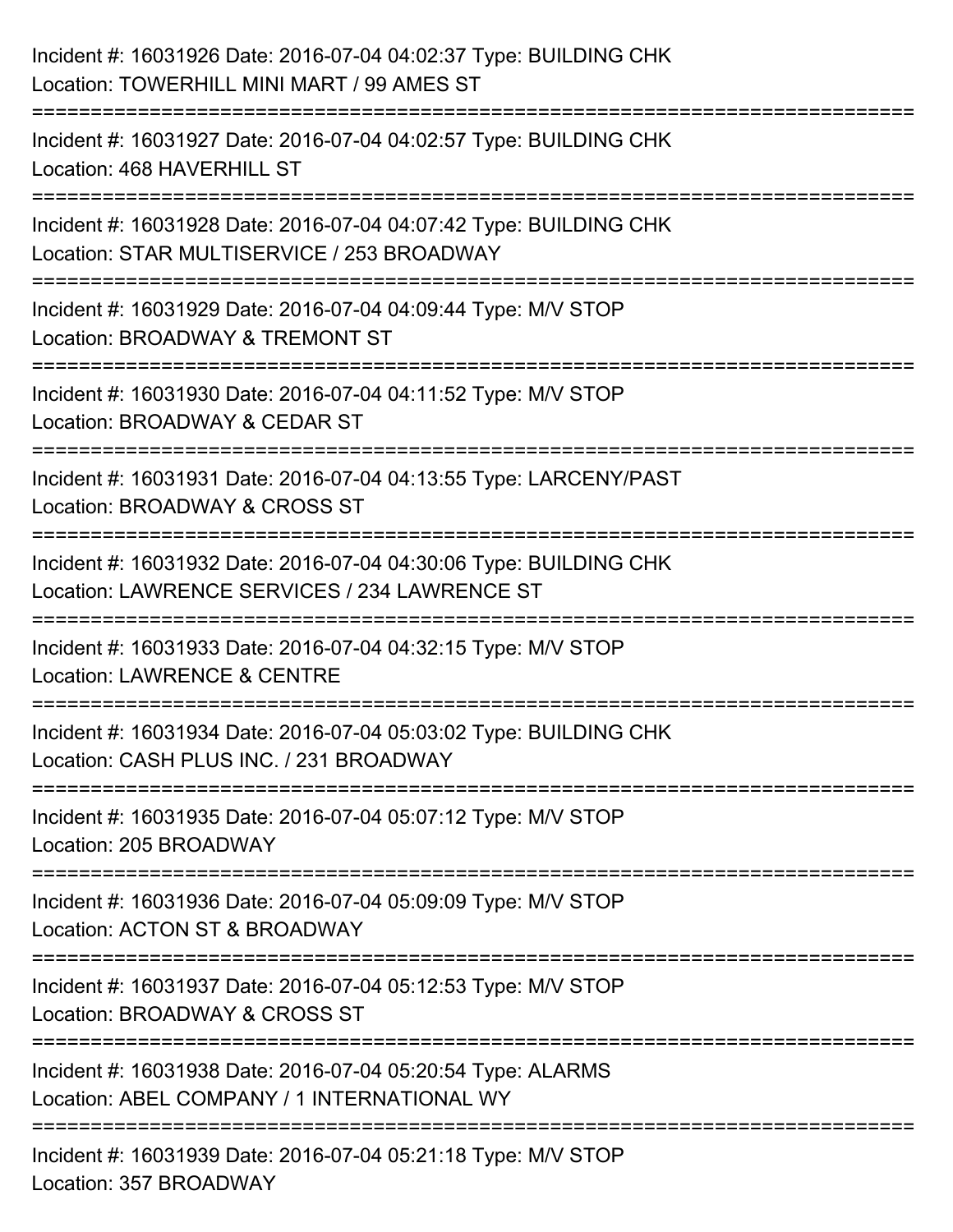Incident #: 16031926 Date: 2016-07-04 04:02:37 Type: BUILDING CHK
Location: TOWERHILL MINI MART / 99 AMES ST

===========================================================================

Incident #: 16031927 Date: 2016-07-04 04:02:57 Type: BUILDING CHK
Location: 468 HAVERHILL ST

===========================================================================

Incident #: 16031928 Date: 2016-07-04 04:07:42 Type: BUILDING CHK
Location: STAR MULTISERVICE / 253 BROADWAY

===========================================================================

Incident #: 16031929 Date: 2016-07-04 04:09:44 Type: M/V STOP
Location: BROADWAY & TREMONT ST

===========================================================================

Incident #: 16031930 Date: 2016-07-04 04:11:52 Type: M/V STOP
Location: BROADWAY & CEDAR ST

===========================================================================

Incident #: 16031931 Date: 2016-07-04 04:13:55 Type: LARCENY/PAST
Location: BROADWAY & CROSS ST

===========================================================================

Incident #: 16031932 Date: 2016-07-04 04:30:06 Type: BUILDING CHK
Location: LAWRENCE SERVICES / 234 LAWRENCE ST

===========================================================================

Incident #: 16031933 Date: 2016-07-04 04:32:15 Type: M/V STOP
Location: LAWRENCE & CENTRE

===========================================================================

Incident #: 16031934 Date: 2016-07-04 05:03:02 Type: BUILDING CHK
Location: CASH PLUS INC. / 231 BROADWAY

===========================================================================

Incident #: 16031935 Date: 2016-07-04 05:07:12 Type: M/V STOP
Location: 205 BROADWAY

===========================================================================

Incident #: 16031936 Date: 2016-07-04 05:09:09 Type: M/V STOP
Location: ACTON ST & BROADWAY

===========================================================================

Incident #: 16031937 Date: 2016-07-04 05:12:53 Type: M/V STOP
Location: BROADWAY & CROSS ST

===========================================================================

Incident #: 16031938 Date: 2016-07-04 05:20:54 Type: ALARMS
Location: ABEL COMPANY / 1 INTERNATIONAL WY

===========================================================================

Incident #: 16031939 Date: 2016-07-04 05:21:18 Type: M/V STOP
Location: 357 BROADWAY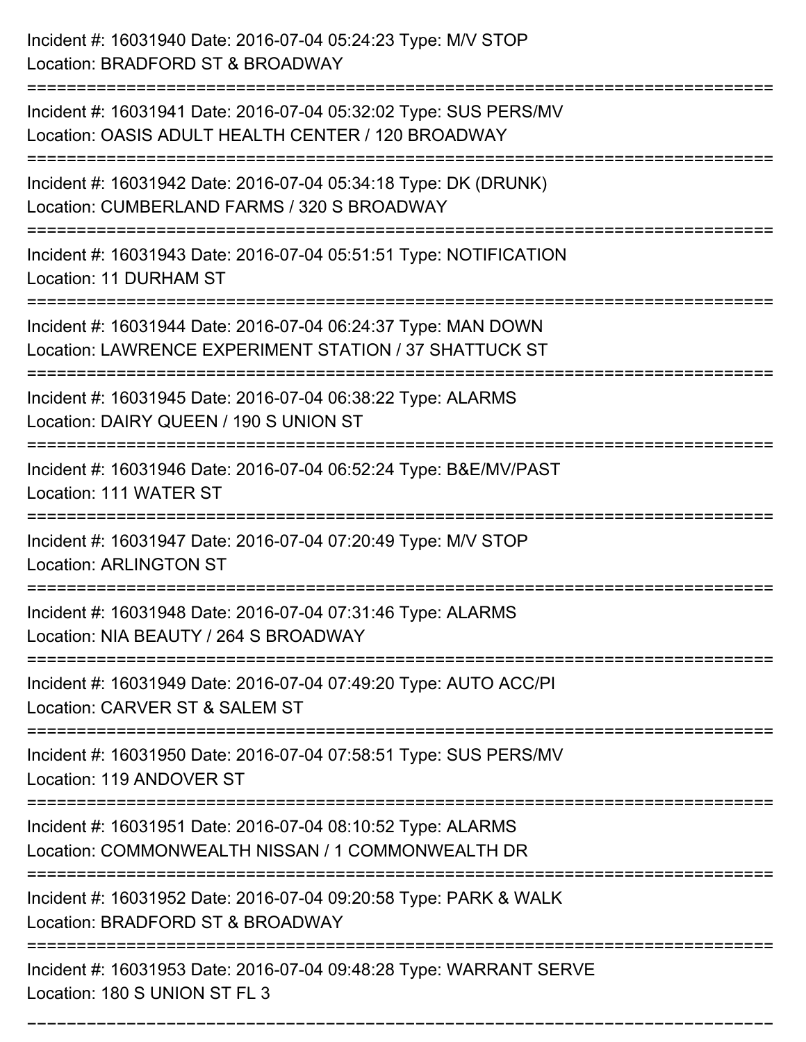Incident #: 16031940 Date: 2016-07-04 05:24:23 Type: M/V STOP
Location: BRADFORD ST & BROADWAY

===========================================================================

Incident #: 16031941 Date: 2016-07-04 05:32:02 Type: SUS PERS/MV
Location: OASIS ADULT HEALTH CENTER / 120 BROADWAY

===========================================================================

Incident #: 16031942 Date: 2016-07-04 05:34:18 Type: DK (DRUNK)
Location: CUMBERLAND FARMS / 320 S BROADWAY

===========================================================================

Incident #: 16031943 Date: 2016-07-04 05:51:51 Type: NOTIFICATION
Location: 11 DURHAM ST

===========================================================================

Incident #: 16031944 Date: 2016-07-04 06:24:37 Type: MAN DOWN
Location: LAWRENCE EXPERIMENT STATION / 37 SHATTUCK ST

===========================================================================

Incident #: 16031945 Date: 2016-07-04 06:38:22 Type: ALARMS
Location: DAIRY QUEEN / 190 S UNION ST

===========================================================================

Incident #: 16031946 Date: 2016-07-04 06:52:24 Type: B&E/MV/PAST
Location: 111 WATER ST

===========================================================================

Incident #: 16031947 Date: 2016-07-04 07:20:49 Type: M/V STOP
Location: ARLINGTON ST

===========================================================================

Incident #: 16031948 Date: 2016-07-04 07:31:46 Type: ALARMS
Location: NIA BEAUTY / 264 S BROADWAY

===========================================================================

Incident #: 16031949 Date: 2016-07-04 07:49:20 Type: AUTO ACC/PI
Location: CARVER ST & SALEM ST

===========================================================================

Incident #: 16031950 Date: 2016-07-04 07:58:51 Type: SUS PERS/MV
Location: 119 ANDOVER ST

===========================================================================

Incident #: 16031951 Date: 2016-07-04 08:10:52 Type: ALARMS
Location: COMMONWEALTH NISSAN / 1 COMMONWEALTH DR

===========================================================================

Incident #: 16031952 Date: 2016-07-04 09:20:58 Type: PARK & WALK
Location: BRADFORD ST & BROADWAY

===========================================================================

Incident #: 16031953 Date: 2016-07-04 09:48:28 Type: WARRANT SERVE
Location: 180 S UNION ST FL 3

===========================================================================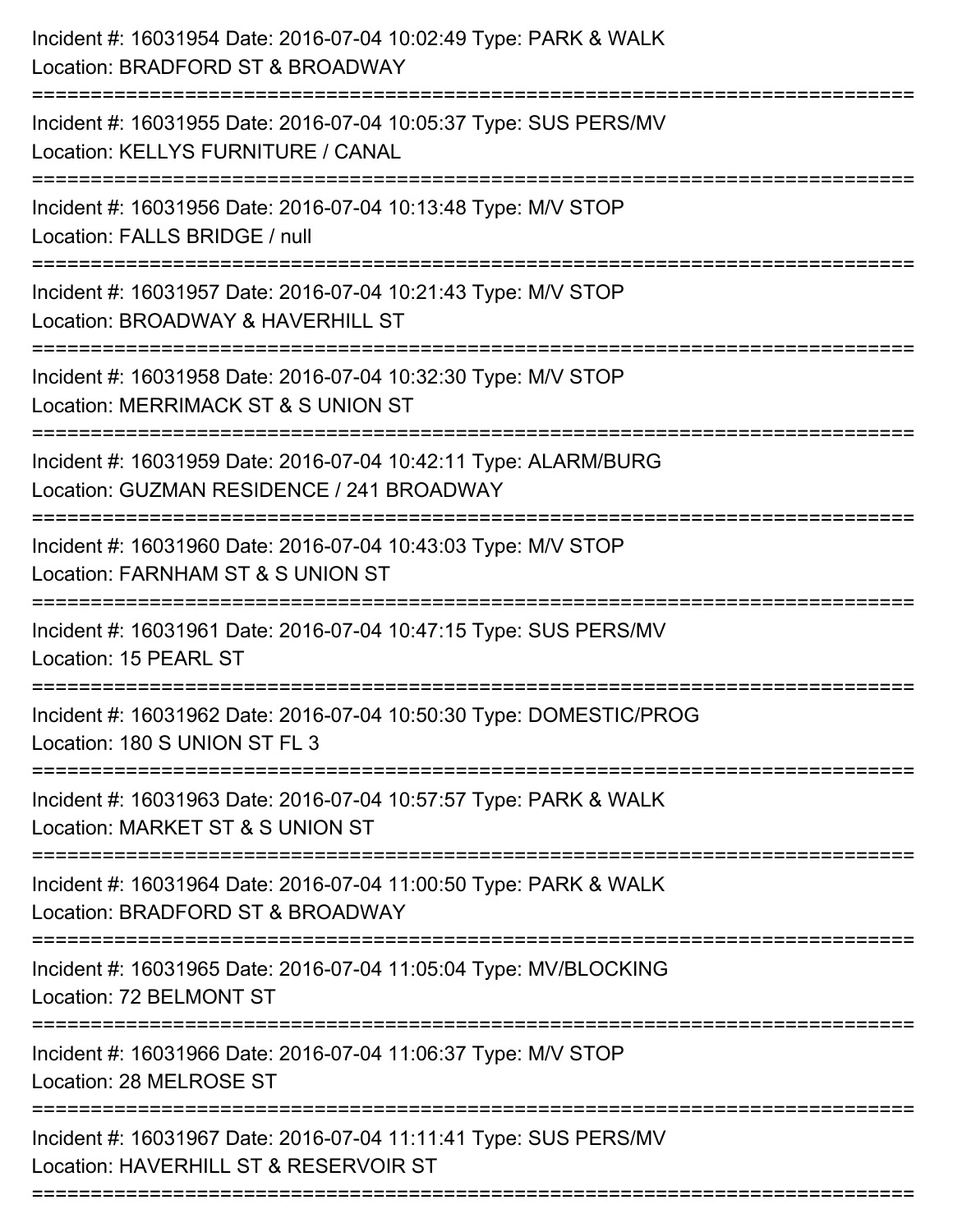Incident #: 16031954 Date: 2016-07-04 10:02:49 Type: PARK & WALK
Location: BRADFORD ST & BROADWAY

===========================================================================

Incident #: 16031955 Date: 2016-07-04 10:05:37 Type: SUS PERS/MV
Location: KELLYS FURNITURE / CANAL

===========================================================================

Incident #: 16031956 Date: 2016-07-04 10:13:48 Type: M/V STOP
Location: FALLS BRIDGE / null

===========================================================================

Incident #: 16031957 Date: 2016-07-04 10:21:43 Type: M/V STOP
Location: BROADWAY & HAVERHILL ST

===========================================================================

Incident #: 16031958 Date: 2016-07-04 10:32:30 Type: M/V STOP
Location: MERRIMACK ST & S UNION ST

===========================================================================

Incident #: 16031959 Date: 2016-07-04 10:42:11 Type: ALARM/BURG
Location: GUZMAN RESIDENCE / 241 BROADWAY

===========================================================================

Incident #: 16031960 Date: 2016-07-04 10:43:03 Type: M/V STOP
Location: FARNHAM ST & S UNION ST

===========================================================================

Incident #: 16031961 Date: 2016-07-04 10:47:15 Type: SUS PERS/MV
Location: 15 PEARL ST

===========================================================================

Incident #: 16031962 Date: 2016-07-04 10:50:30 Type: DOMESTIC/PROG
Location: 180 S UNION ST FL 3

===========================================================================

Incident #: 16031963 Date: 2016-07-04 10:57:57 Type: PARK & WALK
Location: MARKET ST & S UNION ST

===========================================================================

Incident #: 16031964 Date: 2016-07-04 11:00:50 Type: PARK & WALK
Location: BRADFORD ST & BROADWAY

===========================================================================

Incident #: 16031965 Date: 2016-07-04 11:05:04 Type: MV/BLOCKING
Location: 72 BELMONT ST

===========================================================================

Incident #: 16031966 Date: 2016-07-04 11:06:37 Type: M/V STOP
Location: 28 MELROSE ST

===========================================================================

Incident #: 16031967 Date: 2016-07-04 11:11:41 Type: SUS PERS/MV
Location: HAVERHILL ST & RESERVOIR ST

===========================================================================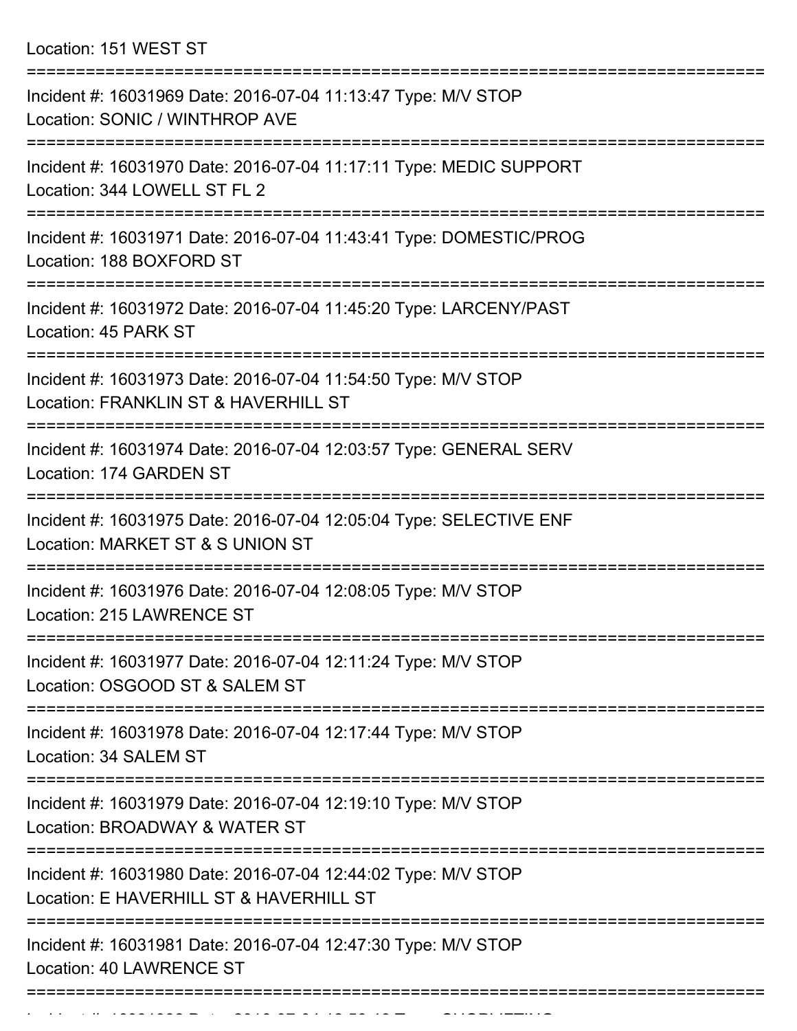Location: 151 WEST ST

===========================================================================

Incident #: 16031969 Date: 2016-07-04 11:13:47 Type: M/V STOP
Location: SONIC / WINTHROP AVE

===========================================================================

Incident #: 16031970 Date: 2016-07-04 11:17:11 Type: MEDIC SUPPORT
Location: 344 LOWELL ST FL 2

===========================================================================

Incident #: 16031971 Date: 2016-07-04 11:43:41 Type: DOMESTIC/PROG
Location: 188 BOXFORD ST

===========================================================================

Incident #: 16031972 Date: 2016-07-04 11:45:20 Type: LARCENY/PAST
Location: 45 PARK ST

===========================================================================

Incident #: 16031973 Date: 2016-07-04 11:54:50 Type: M/V STOP
Location: FRANKLIN ST & HAVERHILL ST

===========================================================================

Incident #: 16031974 Date: 2016-07-04 12:03:57 Type: GENERAL SERV
Location: 174 GARDEN ST

===========================================================================

Incident #: 16031975 Date: 2016-07-04 12:05:04 Type: SELECTIVE ENF
Location: MARKET ST & S UNION ST

===========================================================================

Incident #: 16031976 Date: 2016-07-04 12:08:05 Type: M/V STOP
Location: 215 LAWRENCE ST

===========================================================================

Incident #: 16031977 Date: 2016-07-04 12:11:24 Type: M/V STOP
Location: OSGOOD ST & SALEM ST

===========================================================================

Incident #: 16031978 Date: 2016-07-04 12:17:44 Type: M/V STOP
Location: 34 SALEM ST

===========================================================================

Incident #: 16031979 Date: 2016-07-04 12:19:10 Type: M/V STOP
Location: BROADWAY & WATER ST

===========================================================================

Incident #: 16031980 Date: 2016-07-04 12:44:02 Type: M/V STOP
Location: E HAVERHILL ST & HAVERHILL ST

===========================================================================

Incident #: 16031981 Date: 2016-07-04 12:47:30 Type: M/V STOP
Location: 40 LAWRENCE ST

===========================================================================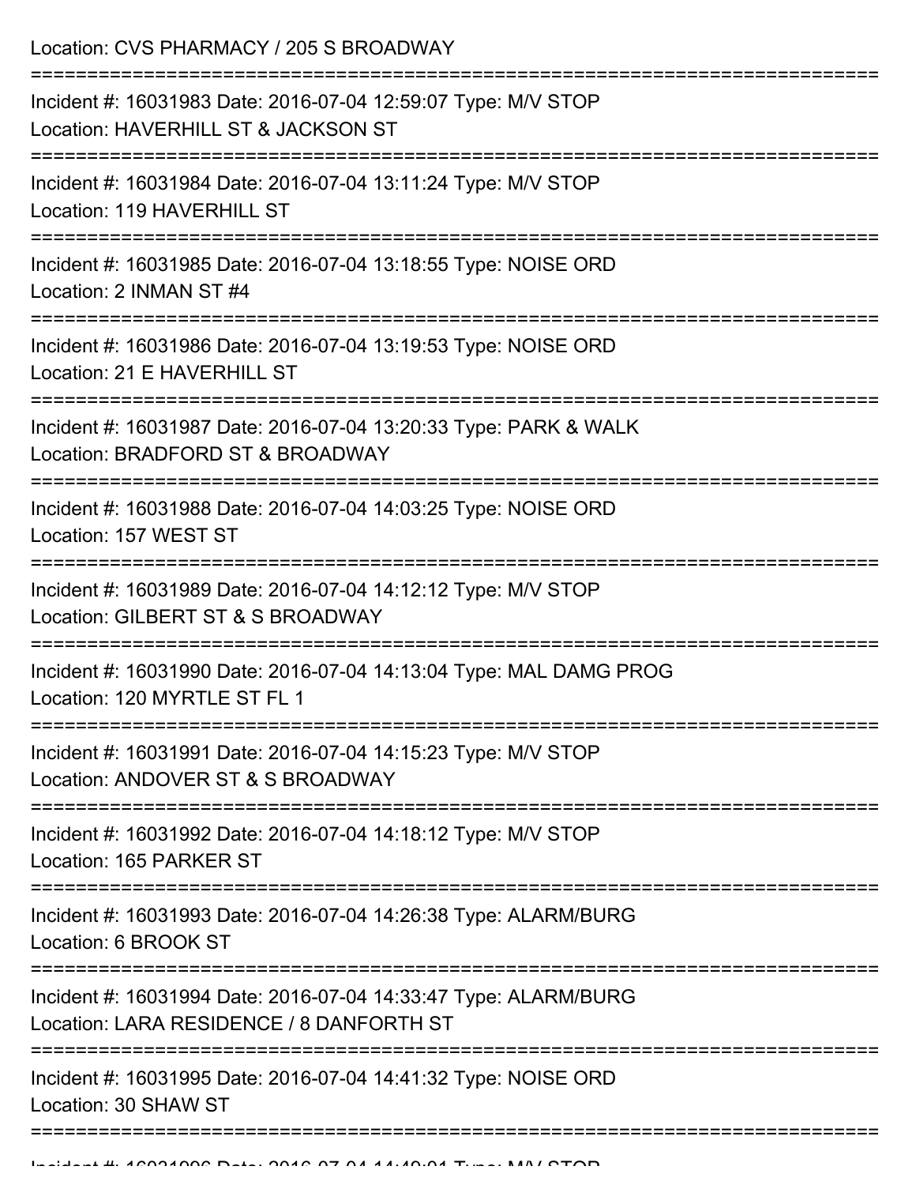Location: CVS PHARMACY / 205 S BROADWAY

===========================================================================

Incident #: 16031983 Date: 2016-07-04 12:59:07 Type: M/V STOP
Location: HAVERHILL ST & JACKSON ST

===========================================================================

Incident #: 16031984 Date: 2016-07-04 13:11:24 Type: M/V STOP
Location: 119 HAVERHILL ST

===========================================================================

Incident #: 16031985 Date: 2016-07-04 13:18:55 Type: NOISE ORD
Location: 2 INMAN ST #4

===========================================================================

Incident #: 16031986 Date: 2016-07-04 13:19:53 Type: NOISE ORD
Location: 21 E HAVERHILL ST

===========================================================================

Incident #: 16031987 Date: 2016-07-04 13:20:33 Type: PARK & WALK
Location: BRADFORD ST & BROADWAY

===========================================================================

Incident #: 16031988 Date: 2016-07-04 14:03:25 Type: NOISE ORD
Location: 157 WEST ST

===========================================================================

Incident #: 16031989 Date: 2016-07-04 14:12:12 Type: M/V STOP
Location: GILBERT ST & S BROADWAY

===========================================================================

Incident #: 16031990 Date: 2016-07-04 14:13:04 Type: MAL DAMG PROG
Location: 120 MYRTLE ST FL 1

===========================================================================

Incident #: 16031991 Date: 2016-07-04 14:15:23 Type: M/V STOP
Location: ANDOVER ST & S BROADWAY

===========================================================================

Incident #: 16031992 Date: 2016-07-04 14:18:12 Type: M/V STOP
Location: 165 PARKER ST

===========================================================================

Incident #: 16031993 Date: 2016-07-04 14:26:38 Type: ALARM/BURG
Location: 6 BROOK ST

===========================================================================

Incident #: 16031994 Date: 2016-07-04 14:33:47 Type: ALARM/BURG
Location: LARA RESIDENCE / 8 DANFORTH ST

===========================================================================

Incident #: 16031995 Date: 2016-07-04 14:41:32 Type: NOISE ORD
Location: 30 SHAW ST

===========================================================================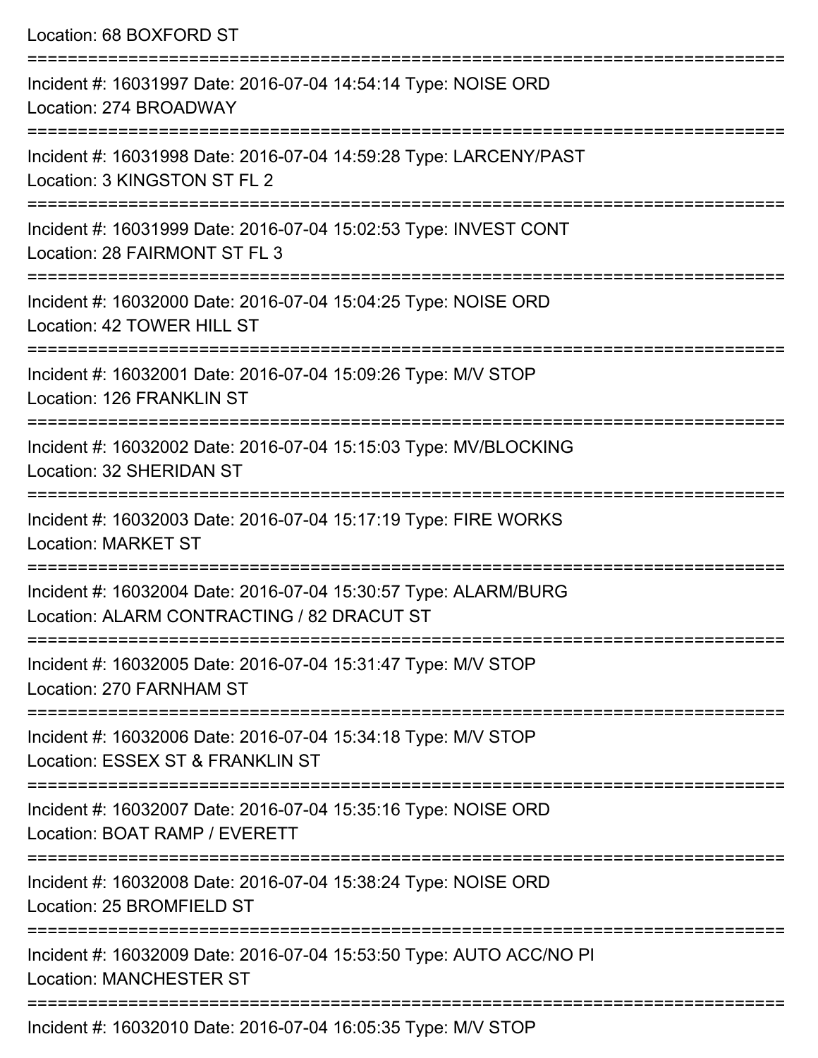Location: 68 BOXFORD ST

===========================================================================

Incident #: 16031997 Date: 2016-07-04 14:54:14 Type: NOISE ORD

Location: 274 BROADWAY

===========================================================================

Incident #: 16031998 Date: 2016-07-04 14:59:28 Type: LARCENY/PAST

Location: 3 KINGSTON ST FL 2

===========================================================================

Incident #: 16031999 Date: 2016-07-04 15:02:53 Type: INVEST CONT

Location: 28 FAIRMONT ST FL 3

===========================================================================

Incident #: 16032000 Date: 2016-07-04 15:04:25 Type: NOISE ORD

Location: 42 TOWER HILL ST

===========================================================================

Incident #: 16032001 Date: 2016-07-04 15:09:26 Type: M/V STOP

Location: 126 FRANKLIN ST

===========================================================================

Incident #: 16032002 Date: 2016-07-04 15:15:03 Type: MV/BLOCKING

Location: 32 SHERIDAN ST

===========================================================================

Incident #: 16032003 Date: 2016-07-04 15:17:19 Type: FIRE WORKS

Location: MARKET ST

===========================================================================

Incident #: 16032004 Date: 2016-07-04 15:30:57 Type: ALARM/BURG

Location: ALARM CONTRACTING / 82 DRACUT ST

===========================================================================

Incident #: 16032005 Date: 2016-07-04 15:31:47 Type: M/V STOP

Location: 270 FARNHAM ST

===========================================================================

Incident #: 16032006 Date: 2016-07-04 15:34:18 Type: M/V STOP

Location: ESSEX ST & FRANKLIN ST

===========================================================================

Incident #: 16032007 Date: 2016-07-04 15:35:16 Type: NOISE ORD

Location: BOAT RAMP / EVERETT

===========================================================================

Incident #: 16032008 Date: 2016-07-04 15:38:24 Type: NOISE ORD

Location: 25 BROMFIELD ST

===========================================================================

Incident #: 16032009 Date: 2016-07-04 15:53:50 Type: AUTO ACC/NO PI

Location: MANCHESTER ST

===========================================================================

Incident #: 16032010 Date: 2016-07-04 16:05:35 Type: M/V STOP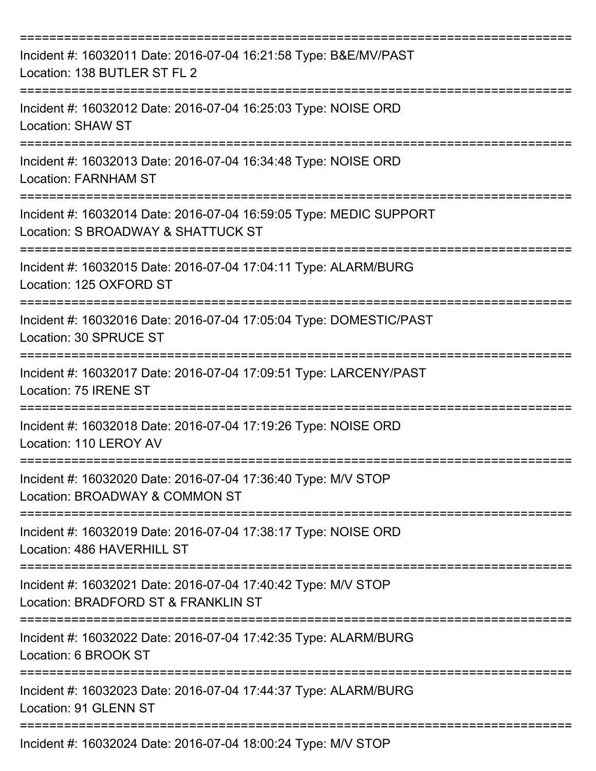==============================================================================

Incident #: 16032011 Date: 2016-07-04 16:21:58 Type: B&E/MV/PAST
Location: 138 BUTLER ST FL 2

==============================================================================

Incident #: 16032012 Date: 2016-07-04 16:25:03 Type: NOISE ORD
Location: SHAW ST

==============================================================================

Incident #: 16032013 Date: 2016-07-04 16:34:48 Type: NOISE ORD
Location: FARNHAM ST

==============================================================================

Incident #: 16032014 Date: 2016-07-04 16:59:05 Type: MEDIC SUPPORT
Location: S BROADWAY & SHATTUCK ST

==============================================================================

Incident #: 16032015 Date: 2016-07-04 17:04:11 Type: ALARM/BURG
Location: 125 OXFORD ST

==============================================================================

Incident #: 16032016 Date: 2016-07-04 17:05:04 Type: DOMESTIC/PAST
Location: 30 SPRUCE ST

==============================================================================

Incident #: 16032017 Date: 2016-07-04 17:09:51 Type: LARCENY/PAST
Location: 75 IRENE ST

==============================================================================

Incident #: 16032018 Date: 2016-07-04 17:19:26 Type: NOISE ORD
Location: 110 LEROY AV

==============================================================================

Incident #: 16032020 Date: 2016-07-04 17:36:40 Type: M/V STOP
Location: BROADWAY & COMMON ST

==============================================================================

Incident #: 16032019 Date: 2016-07-04 17:38:17 Type: NOISE ORD
Location: 486 HAVERHILL ST

==============================================================================

Incident #: 16032021 Date: 2016-07-04 17:40:42 Type: M/V STOP
Location: BRADFORD ST & FRANKLIN ST

==============================================================================

Incident #: 16032022 Date: 2016-07-04 17:42:35 Type: ALARM/BURG
Location: 6 BROOK ST

==============================================================================

Incident #: 16032023 Date: 2016-07-04 17:44:37 Type: ALARM/BURG
Location: 91 GLENN ST

==============================================================================

Incident #: 16032024 Date: 2016-07-04 18:00:24 Type: M/V STOP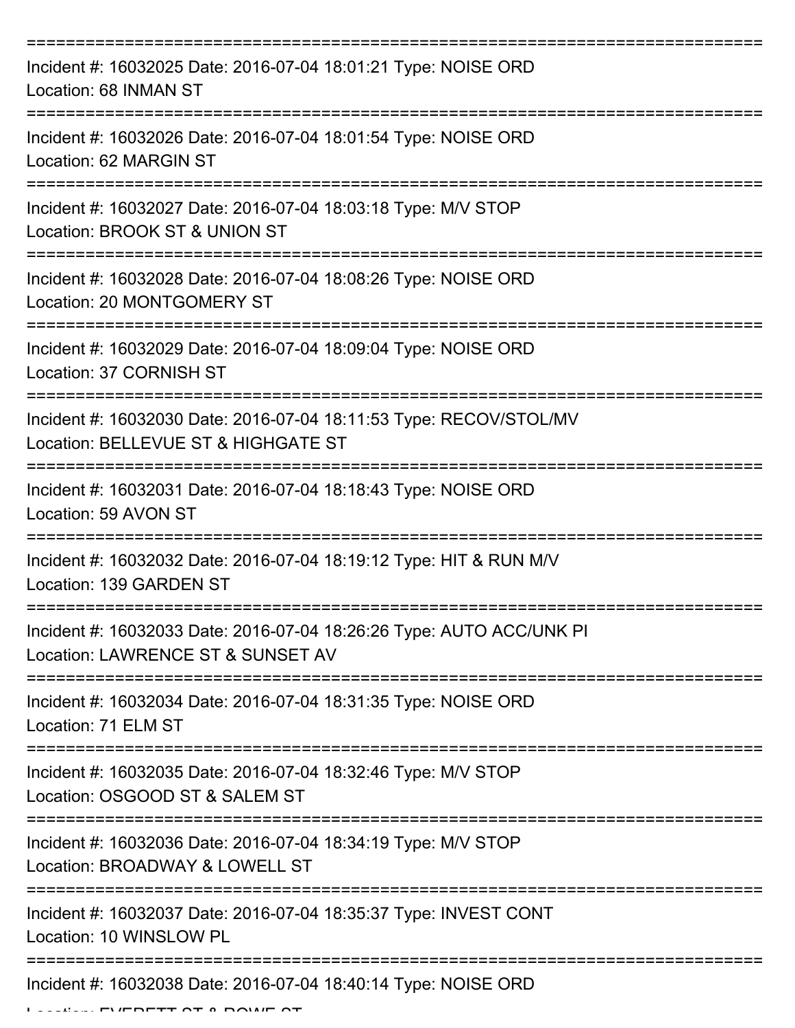===========================================================================

Incident #: 16032025 Date: 2016-07-04 18:01:21 Type: NOISE ORD

Location: 68 INMAN ST

===========================================================================

Incident #: 16032026 Date: 2016-07-04 18:01:54 Type: NOISE ORD

Location: 62 MARGIN ST

===========================================================================

Incident #: 16032027 Date: 2016-07-04 18:03:18 Type: M/V STOP

Location: BROOK ST & UNION ST

===========================================================================

Incident #: 16032028 Date: 2016-07-04 18:08:26 Type: NOISE ORD

Location: 20 MONTGOMERY ST

===========================================================================

Incident #: 16032029 Date: 2016-07-04 18:09:04 Type: NOISE ORD

Location: 37 CORNISH ST

===========================================================================

Incident #: 16032030 Date: 2016-07-04 18:11:53 Type: RECOV/STOL/MV

Location: BELLEVUE ST & HIGHGATE ST

===========================================================================

Incident #: 16032031 Date: 2016-07-04 18:18:43 Type: NOISE ORD

Location: 59 AVON ST

===========================================================================

Incident #: 16032032 Date: 2016-07-04 18:19:12 Type: HIT & RUN M/V

Location: 139 GARDEN ST

===========================================================================

Incident #: 16032033 Date: 2016-07-04 18:26:26 Type: AUTO ACC/UNK PI

Location: LAWRENCE ST & SUNSET AV

===========================================================================

Incident #: 16032034 Date: 2016-07-04 18:31:35 Type: NOISE ORD

Location: 71 ELM ST

===========================================================================

Incident #: 16032035 Date: 2016-07-04 18:32:46 Type: M/V STOP

Location: OSGOOD ST & SALEM ST

===========================================================================

Incident #: 16032036 Date: 2016-07-04 18:34:19 Type: M/V STOP

Location: BROADWAY & LOWELL ST

===========================================================================

Incident #: 16032037 Date: 2016-07-04 18:35:37 Type: INVEST CONT

Location: 10 WINSLOW PL

===========================================================================

Incident #: 16032038 Date: 2016-07-04 18:40:14 Type: NOISE ORD

Location: EVERETT ST & ROWE ST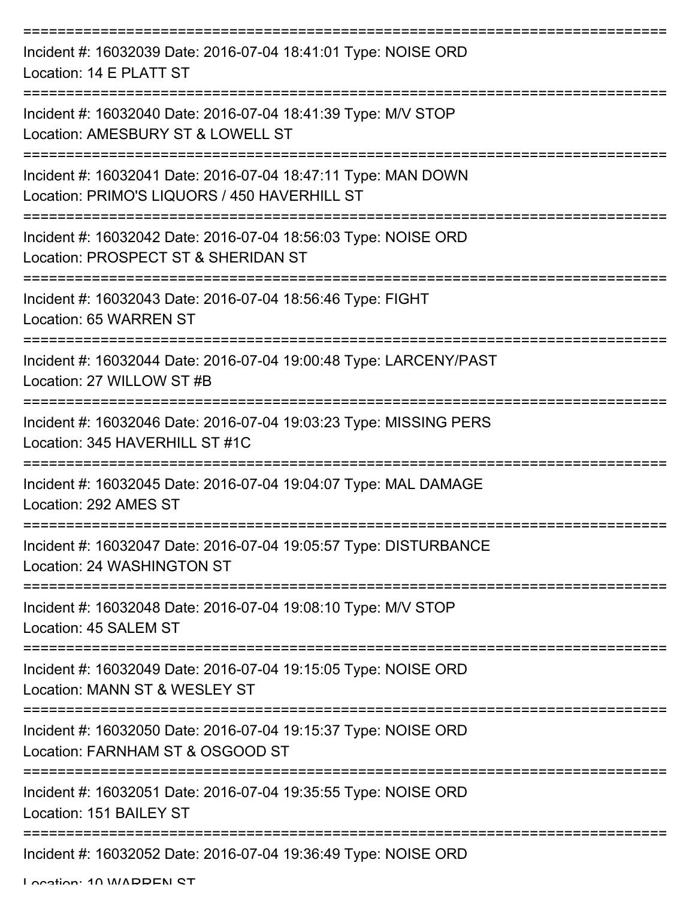===========================================================================

Incident #: 16032039 Date: 2016-07-04 18:41:01 Type: NOISE ORD
Location: 14 E PLATT ST

===========================================================================

Incident #: 16032040 Date: 2016-07-04 18:41:39 Type: M/V STOP
Location: AMESBURY ST & LOWELL ST

===========================================================================

Incident #: 16032041 Date: 2016-07-04 18:47:11 Type: MAN DOWN
Location: PRIMO'S LIQUORS / 450 HAVERHILL ST

===========================================================================

Incident #: 16032042 Date: 2016-07-04 18:56:03 Type: NOISE ORD
Location: PROSPECT ST & SHERIDAN ST

===========================================================================

Incident #: 16032043 Date: 2016-07-04 18:56:46 Type: FIGHT
Location: 65 WARREN ST

===========================================================================

Incident #: 16032044 Date: 2016-07-04 19:00:48 Type: LARCENY/PAST
Location: 27 WILLOW ST #B

===========================================================================

Incident #: 16032046 Date: 2016-07-04 19:03:23 Type: MISSING PERS
Location: 345 HAVERHILL ST #1C

===========================================================================

Incident #: 16032045 Date: 2016-07-04 19:04:07 Type: MAL DAMAGE
Location: 292 AMES ST

===========================================================================

Incident #: 16032047 Date: 2016-07-04 19:05:57 Type: DISTURBANCE
Location: 24 WASHINGTON ST

===========================================================================

Incident #: 16032048 Date: 2016-07-04 19:08:10 Type: M/V STOP
Location: 45 SALEM ST

===========================================================================

Incident #: 16032049 Date: 2016-07-04 19:15:05 Type: NOISE ORD
Location: MANN ST & WESLEY ST

===========================================================================

Incident #: 16032050 Date: 2016-07-04 19:15:37 Type: NOISE ORD
Location: FARNHAM ST & OSGOOD ST

===========================================================================

Incident #: 16032051 Date: 2016-07-04 19:35:55 Type: NOISE ORD
Location: 151 BAILEY ST

===========================================================================

Incident #: 16032052 Date: 2016-07-04 19:36:49 Type: NOISE ORD
Location: 10 WARREN ST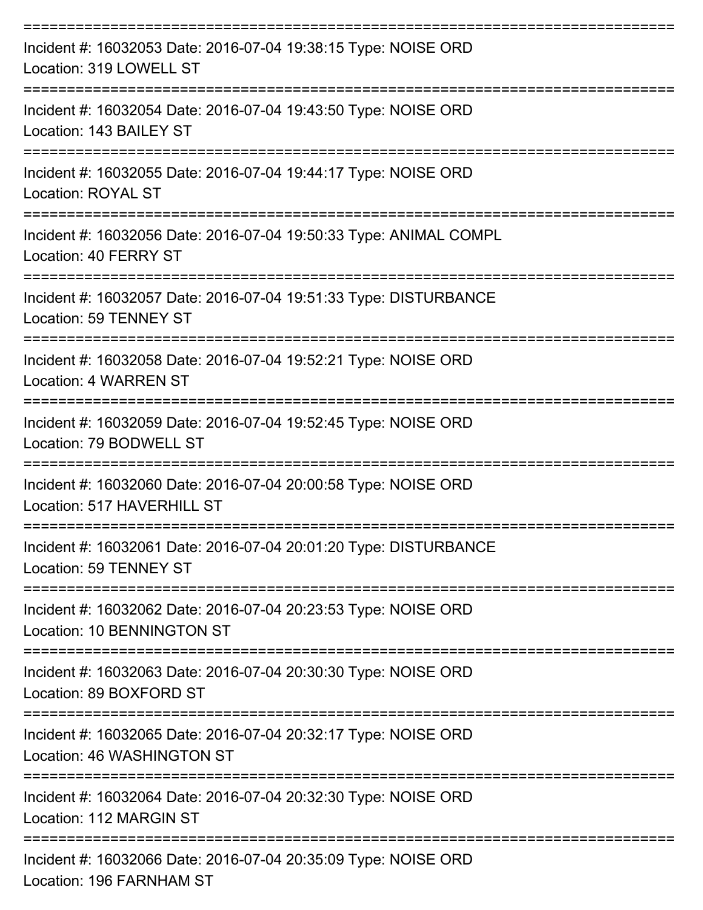===========================================================================

Incident #: 16032053 Date: 2016-07-04 19:38:15 Type: NOISE ORD
Location: 319 LOWELL ST

===========================================================================

Incident #: 16032054 Date: 2016-07-04 19:43:50 Type: NOISE ORD
Location: 143 BAILEY ST

===========================================================================

Incident #: 16032055 Date: 2016-07-04 19:44:17 Type: NOISE ORD
Location: ROYAL ST

===========================================================================

Incident #: 16032056 Date: 2016-07-04 19:50:33 Type: ANIMAL COMPL
Location: 40 FERRY ST

===========================================================================

Incident #: 16032057 Date: 2016-07-04 19:51:33 Type: DISTURBANCE
Location: 59 TENNEY ST

===========================================================================

Incident #: 16032058 Date: 2016-07-04 19:52:21 Type: NOISE ORD
Location: 4 WARREN ST

===========================================================================

Incident #: 16032059 Date: 2016-07-04 19:52:45 Type: NOISE ORD
Location: 79 BODWELL ST

===========================================================================

Incident #: 16032060 Date: 2016-07-04 20:00:58 Type: NOISE ORD
Location: 517 HAVERHILL ST

===========================================================================

Incident #: 16032061 Date: 2016-07-04 20:01:20 Type: DISTURBANCE
Location: 59 TENNEY ST

===========================================================================

Incident #: 16032062 Date: 2016-07-04 20:23:53 Type: NOISE ORD
Location: 10 BENNINGTON ST

===========================================================================

Incident #: 16032063 Date: 2016-07-04 20:30:30 Type: NOISE ORD
Location: 89 BOXFORD ST

===========================================================================

Incident #: 16032065 Date: 2016-07-04 20:32:17 Type: NOISE ORD
Location: 46 WASHINGTON ST

===========================================================================

Incident #: 16032064 Date: 2016-07-04 20:32:30 Type: NOISE ORD
Location: 112 MARGIN ST

===========================================================================

Incident #: 16032066 Date: 2016-07-04 20:35:09 Type: NOISE ORD
Location: 196 FARNHAM ST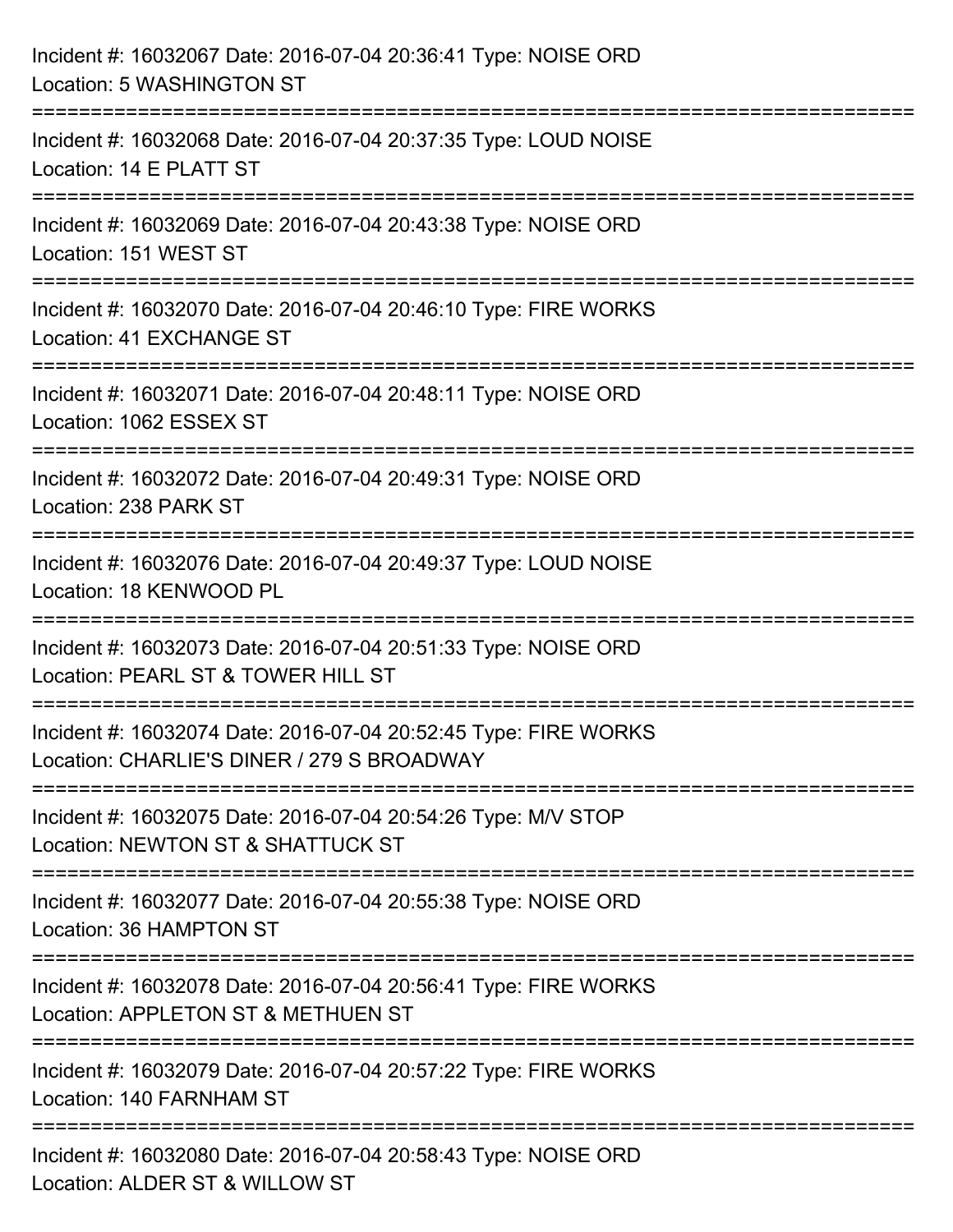Incident #: 16032067 Date: 2016-07-04 20:36:41 Type: NOISE ORD
Location: 5 WASHINGTON ST

===========================================================================

Incident #: 16032068 Date: 2016-07-04 20:37:35 Type: LOUD NOISE
Location: 14 E PLATT ST

===========================================================================

Incident #: 16032069 Date: 2016-07-04 20:43:38 Type: NOISE ORD
Location: 151 WEST ST

===========================================================================

Incident #: 16032070 Date: 2016-07-04 20:46:10 Type: FIRE WORKS
Location: 41 EXCHANGE ST

===========================================================================

Incident #: 16032071 Date: 2016-07-04 20:48:11 Type: NOISE ORD
Location: 1062 ESSEX ST

===========================================================================

Incident #: 16032072 Date: 2016-07-04 20:49:31 Type: NOISE ORD
Location: 238 PARK ST

===========================================================================

Incident #: 16032076 Date: 2016-07-04 20:49:37 Type: LOUD NOISE
Location: 18 KENWOOD PL

===========================================================================

Incident #: 16032073 Date: 2016-07-04 20:51:33 Type: NOISE ORD
Location: PEARL ST & TOWER HILL ST

===========================================================================

Incident #: 16032074 Date: 2016-07-04 20:52:45 Type: FIRE WORKS
Location: CHARLIE'S DINER / 279 S BROADWAY

===========================================================================

Incident #: 16032075 Date: 2016-07-04 20:54:26 Type: M/V STOP
Location: NEWTON ST & SHATTUCK ST

===========================================================================

Incident #: 16032077 Date: 2016-07-04 20:55:38 Type: NOISE ORD
Location: 36 HAMPTON ST

===========================================================================

Incident #: 16032078 Date: 2016-07-04 20:56:41 Type: FIRE WORKS
Location: APPLETON ST & METHUEN ST

===========================================================================

Incident #: 16032079 Date: 2016-07-04 20:57:22 Type: FIRE WORKS
Location: 140 FARNHAM ST

===========================================================================

Incident #: 16032080 Date: 2016-07-04 20:58:43 Type: NOISE ORD
Location: ALDER ST & WILLOW ST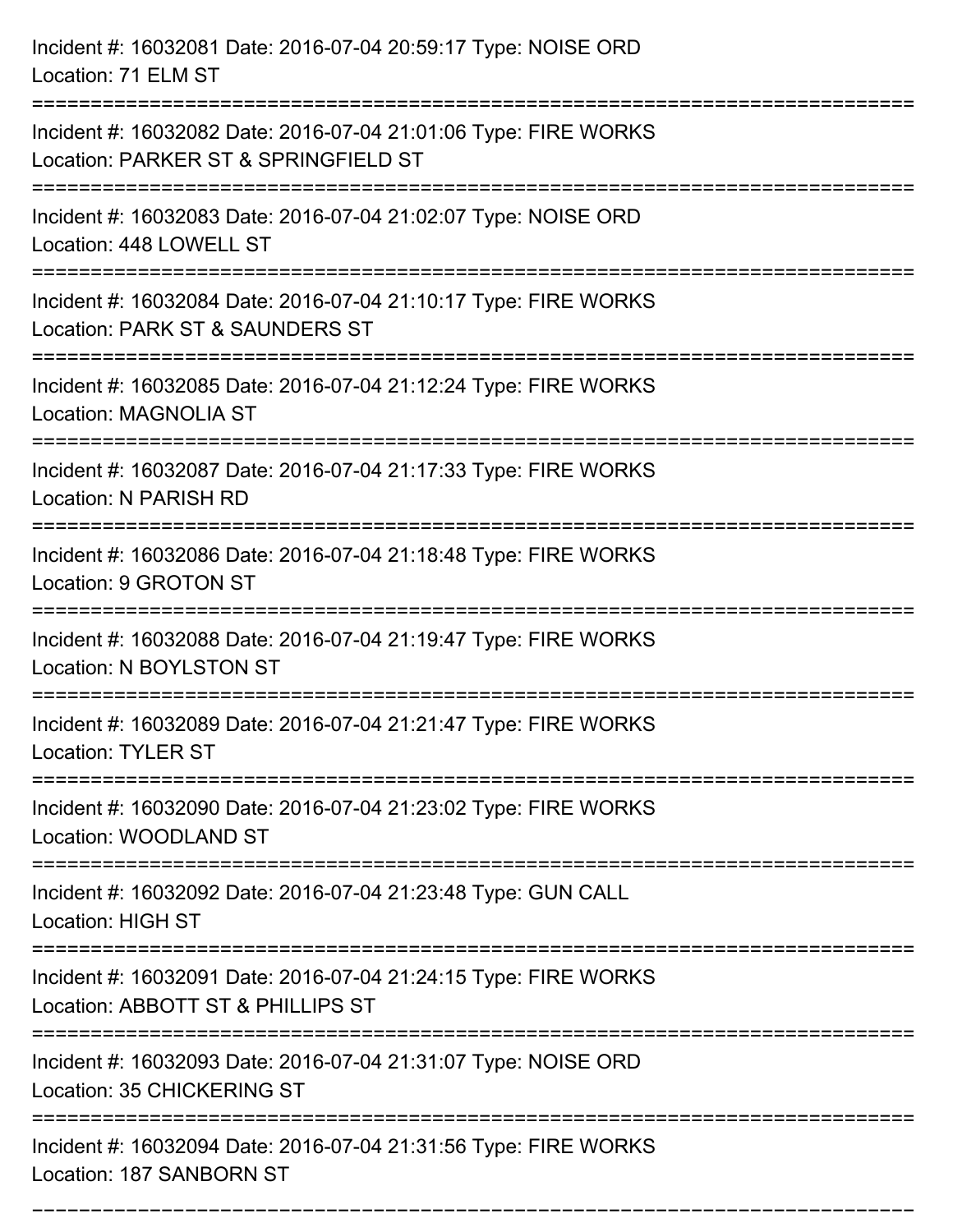Incident #: 16032081 Date: 2016-07-04 20:59:17 Type: NOISE ORD
Location: 71 ELM ST

===========================================================================

Incident #: 16032082 Date: 2016-07-04 21:01:06 Type: FIRE WORKS
Location: PARKER ST & SPRINGFIELD ST

===========================================================================

Incident #: 16032083 Date: 2016-07-04 21:02:07 Type: NOISE ORD
Location: 448 LOWELL ST

===========================================================================

Incident #: 16032084 Date: 2016-07-04 21:10:17 Type: FIRE WORKS
Location: PARK ST & SAUNDERS ST

===========================================================================

Incident #: 16032085 Date: 2016-07-04 21:12:24 Type: FIRE WORKS
Location: MAGNOLIA ST

===========================================================================

Incident #: 16032087 Date: 2016-07-04 21:17:33 Type: FIRE WORKS
Location: N PARISH RD

===========================================================================

Incident #: 16032086 Date: 2016-07-04 21:18:48 Type: FIRE WORKS
Location: 9 GROTON ST

===========================================================================

Incident #: 16032088 Date: 2016-07-04 21:19:47 Type: FIRE WORKS
Location: N BOYLSTON ST

===========================================================================

Incident #: 16032089 Date: 2016-07-04 21:21:47 Type: FIRE WORKS
Location: TYLER ST

===========================================================================

Incident #: 16032090 Date: 2016-07-04 21:23:02 Type: FIRE WORKS
Location: WOODLAND ST

===========================================================================

Incident #: 16032092 Date: 2016-07-04 21:23:48 Type: GUN CALL
Location: HIGH ST

===========================================================================

Incident #: 16032091 Date: 2016-07-04 21:24:15 Type: FIRE WORKS
Location: ABBOTT ST & PHILLIPS ST

===========================================================================

Incident #: 16032093 Date: 2016-07-04 21:31:07 Type: NOISE ORD
Location: 35 CHICKERING ST

===========================================================================

Incident #: 16032094 Date: 2016-07-04 21:31:56 Type: FIRE WORKS
Location: 187 SANBORN ST

===========================================================================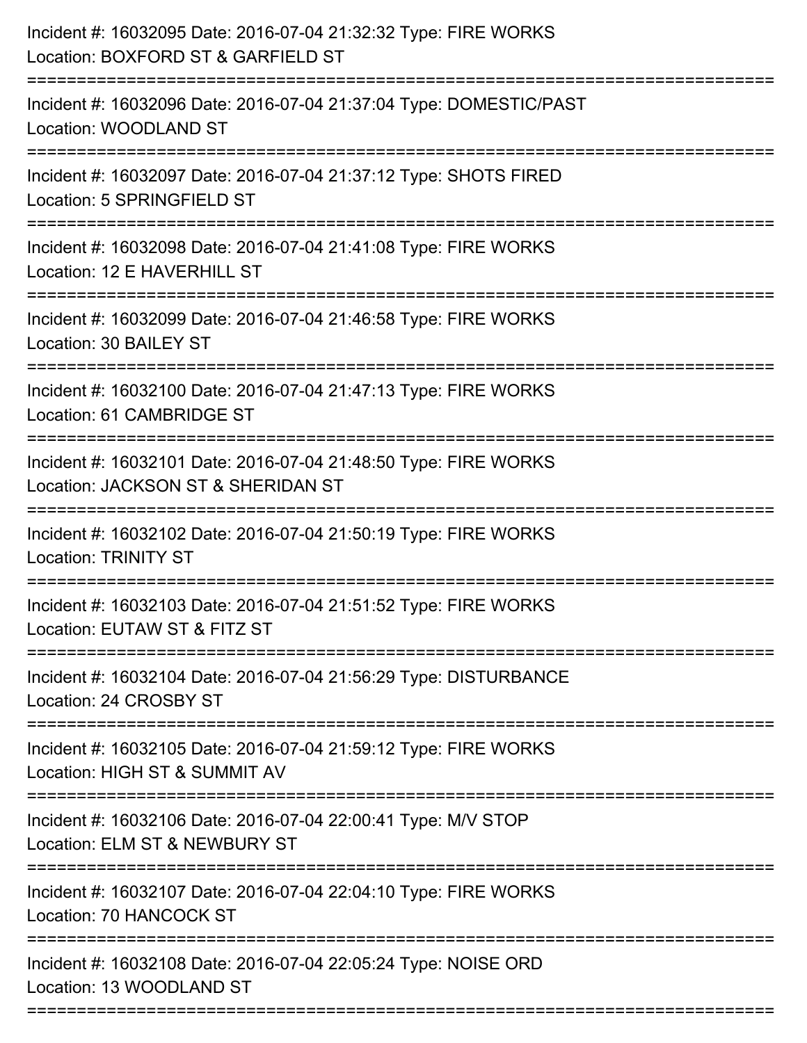Incident #: 16032095 Date: 2016-07-04 21:32:32 Type: FIRE WORKS
Location: BOXFORD ST & GARFIELD ST

===========================================================================

Incident #: 16032096 Date: 2016-07-04 21:37:04 Type: DOMESTIC/PAST
Location: WOODLAND ST

===========================================================================

Incident #: 16032097 Date: 2016-07-04 21:37:12 Type: SHOTS FIRED
Location: 5 SPRINGFIELD ST

===========================================================================

Incident #: 16032098 Date: 2016-07-04 21:41:08 Type: FIRE WORKS
Location: 12 E HAVERHILL ST

===========================================================================

Incident #: 16032099 Date: 2016-07-04 21:46:58 Type: FIRE WORKS
Location: 30 BAILEY ST

===========================================================================

Incident #: 16032100 Date: 2016-07-04 21:47:13 Type: FIRE WORKS
Location: 61 CAMBRIDGE ST

===========================================================================

Incident #: 16032101 Date: 2016-07-04 21:48:50 Type: FIRE WORKS
Location: JACKSON ST & SHERIDAN ST

===========================================================================

Incident #: 16032102 Date: 2016-07-04 21:50:19 Type: FIRE WORKS
Location: TRINITY ST

===========================================================================

Incident #: 16032103 Date: 2016-07-04 21:51:52 Type: FIRE WORKS
Location: EUTAW ST & FITZ ST

===========================================================================

Incident #: 16032104 Date: 2016-07-04 21:56:29 Type: DISTURBANCE
Location: 24 CROSBY ST

===========================================================================

Incident #: 16032105 Date: 2016-07-04 21:59:12 Type: FIRE WORKS
Location: HIGH ST & SUMMIT AV

===========================================================================

Incident #: 16032106 Date: 2016-07-04 22:00:41 Type: M/V STOP
Location: ELM ST & NEWBURY ST

===========================================================================

Incident #: 16032107 Date: 2016-07-04 22:04:10 Type: FIRE WORKS
Location: 70 HANCOCK ST

===========================================================================

Incident #: 16032108 Date: 2016-07-04 22:05:24 Type: NOISE ORD
Location: 13 WOODLAND ST

===========================================================================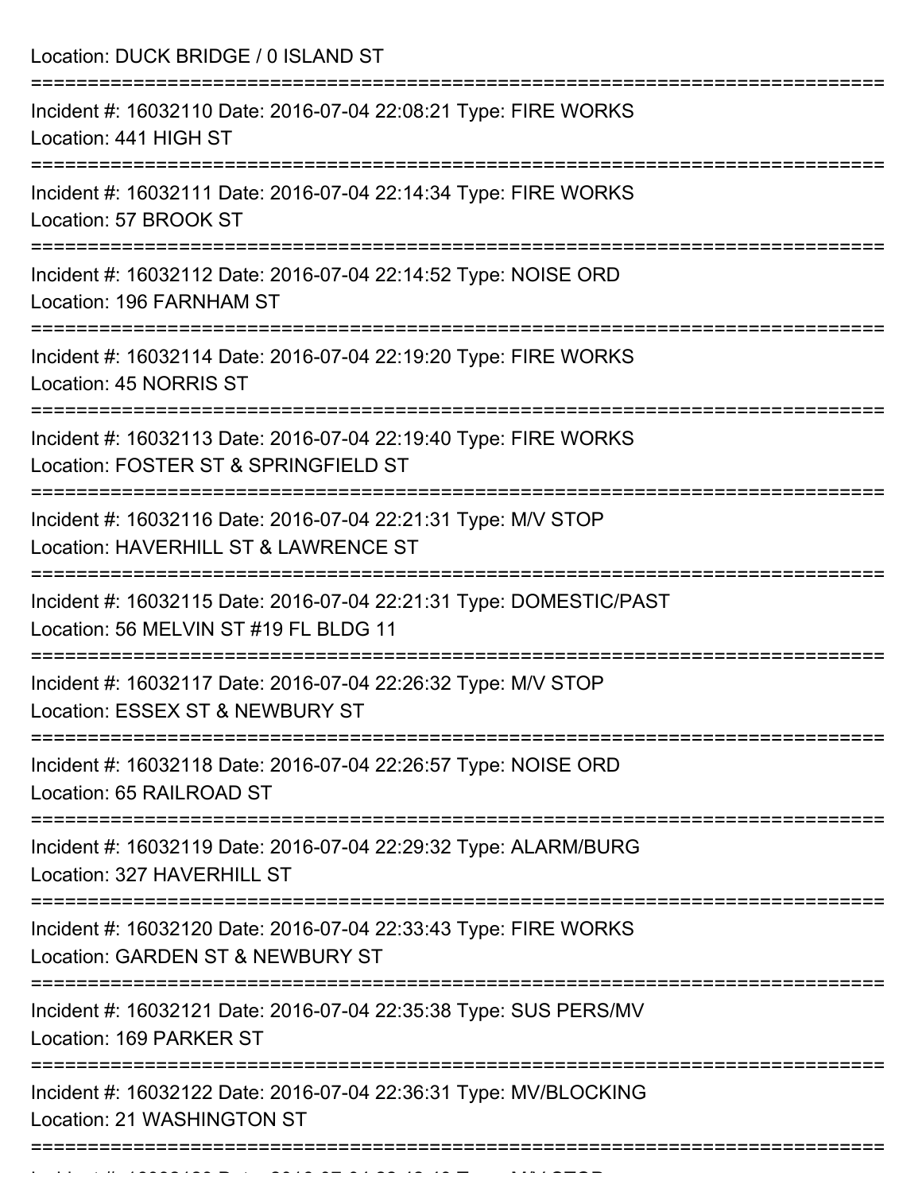Location: DUCK BRIDGE / 0 ISLAND ST

===========================================================================

Incident #: 16032110 Date: 2016-07-04 22:08:21 Type: FIRE WORKS

Location: 441 HIGH ST

===========================================================================

Incident #: 16032111 Date: 2016-07-04 22:14:34 Type: FIRE WORKS

Location: 57 BROOK ST

===========================================================================

Incident #: 16032112 Date: 2016-07-04 22:14:52 Type: NOISE ORD

Location: 196 FARNHAM ST

===========================================================================

Incident #: 16032114 Date: 2016-07-04 22:19:20 Type: FIRE WORKS

Location: 45 NORRIS ST

===========================================================================

Incident #: 16032113 Date: 2016-07-04 22:19:40 Type: FIRE WORKS

Location: FOSTER ST & SPRINGFIELD ST

===========================================================================

Incident #: 16032116 Date: 2016-07-04 22:21:31 Type: M/V STOP

Location: HAVERHILL ST & LAWRENCE ST

===========================================================================

Incident #: 16032115 Date: 2016-07-04 22:21:31 Type: DOMESTIC/PAST

Location: 56 MELVIN ST #19 FL BLDG 11

===========================================================================

Incident #: 16032117 Date: 2016-07-04 22:26:32 Type: M/V STOP

Location: ESSEX ST & NEWBURY ST

===========================================================================

Incident #: 16032118 Date: 2016-07-04 22:26:57 Type: NOISE ORD

Location: 65 RAILROAD ST

===========================================================================

Incident #: 16032119 Date: 2016-07-04 22:29:32 Type: ALARM/BURG

Location: 327 HAVERHILL ST

===========================================================================

Incident #: 16032120 Date: 2016-07-04 22:33:43 Type: FIRE WORKS

Location: GARDEN ST & NEWBURY ST

===========================================================================

Incident #: 16032121 Date: 2016-07-04 22:35:38 Type: SUS PERS/MV

Location: 169 PARKER ST

===========================================================================

Incident #: 16032122 Date: 2016-07-04 22:36:31 Type: MV/BLOCKING

Location: 21 WASHINGTON ST

===========================================================================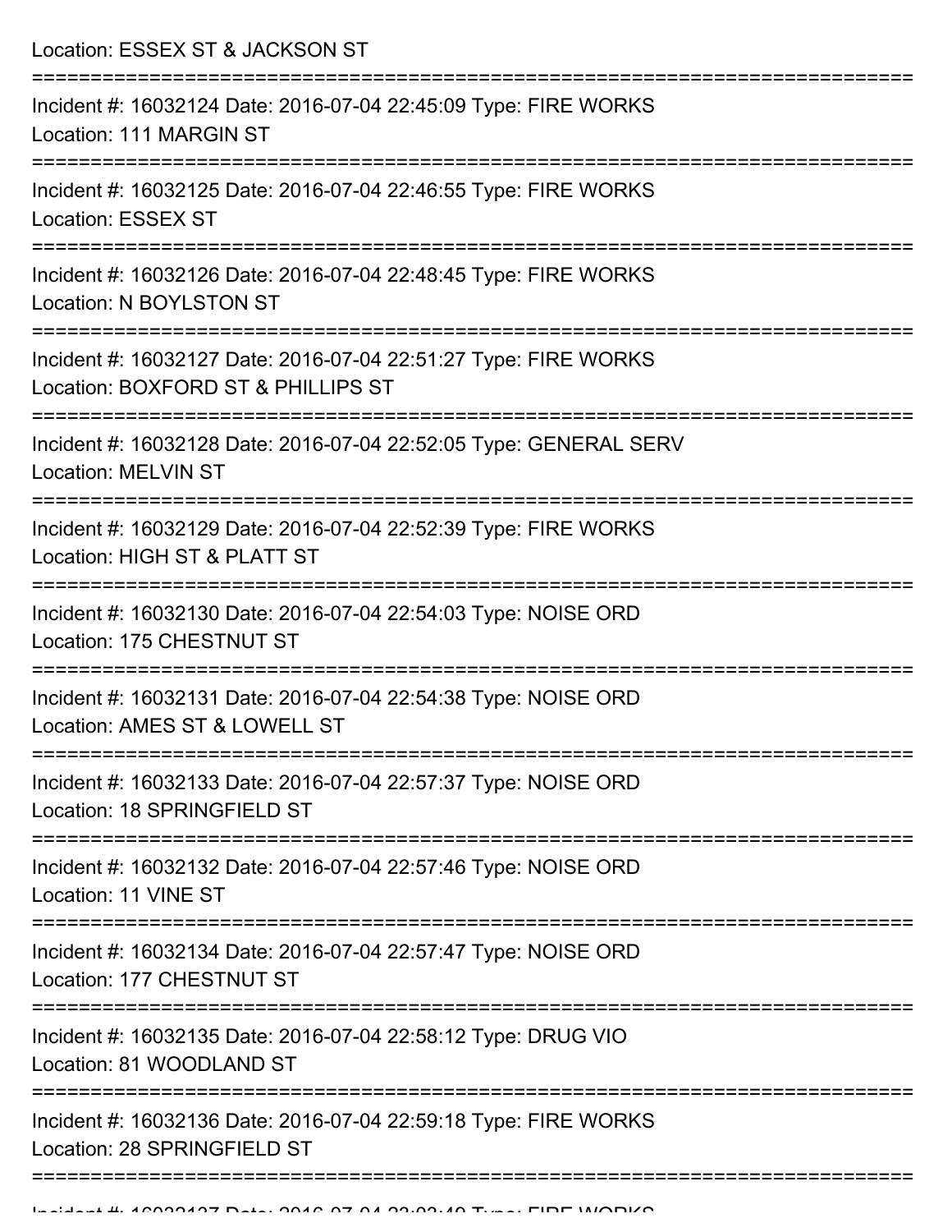Location: ESSEX ST & JACKSON ST

===========================================================================

Incident #: 16032124 Date: 2016-07-04 22:45:09 Type: FIRE WORKS
Location: 111 MARGIN ST

===========================================================================

Incident #: 16032125 Date: 2016-07-04 22:46:55 Type: FIRE WORKS
Location: ESSEX ST

===========================================================================

Incident #: 16032126 Date: 2016-07-04 22:48:45 Type: FIRE WORKS
Location: N BOYLSTON ST

===========================================================================

Incident #: 16032127 Date: 2016-07-04 22:51:27 Type: FIRE WORKS
Location: BOXFORD ST & PHILLIPS ST

===========================================================================

Incident #: 16032128 Date: 2016-07-04 22:52:05 Type: GENERAL SERV
Location: MELVIN ST

===========================================================================

Incident #: 16032129 Date: 2016-07-04 22:52:39 Type: FIRE WORKS
Location: HIGH ST & PLATT ST

===========================================================================

Incident #: 16032130 Date: 2016-07-04 22:54:03 Type: NOISE ORD
Location: 175 CHESTNUT ST

===========================================================================

Incident #: 16032131 Date: 2016-07-04 22:54:38 Type: NOISE ORD
Location: AMES ST & LOWELL ST

===========================================================================

Incident #: 16032133 Date: 2016-07-04 22:57:37 Type: NOISE ORD
Location: 18 SPRINGFIELD ST

===========================================================================

Incident #: 16032132 Date: 2016-07-04 22:57:46 Type: NOISE ORD
Location: 11 VINE ST

===========================================================================

Incident #: 16032134 Date: 2016-07-04 22:57:47 Type: NOISE ORD
Location: 177 CHESTNUT ST

===========================================================================

Incident #: 16032135 Date: 2016-07-04 22:58:12 Type: DRUG VIO
Location: 81 WOODLAND ST

===========================================================================

Incident #: 16032136 Date: 2016-07-04 22:59:18 Type: FIRE WORKS
Location: 28 SPRINGFIELD ST

===========================================================================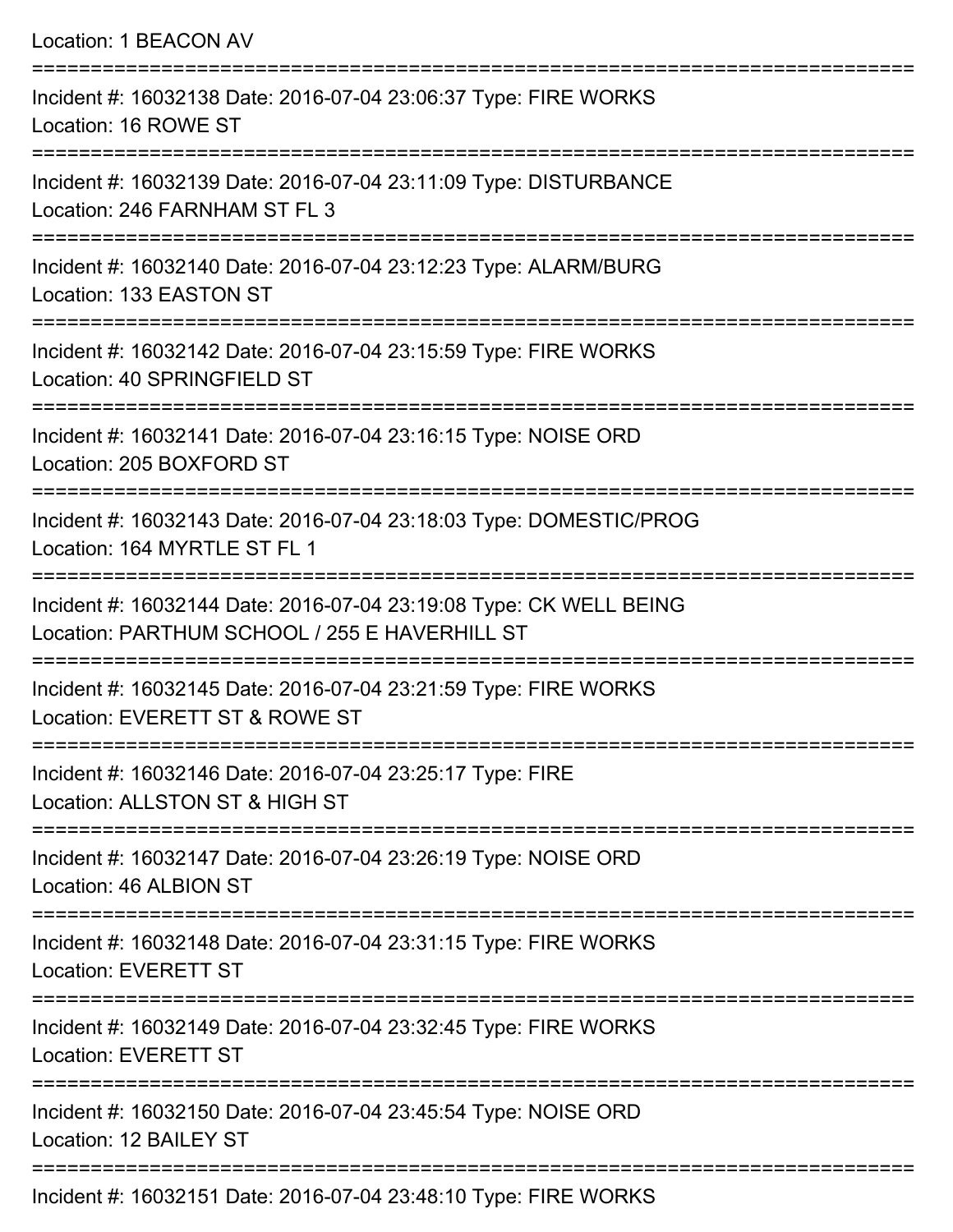Location: 1 BEACON AV

===========================================================================

Incident #: 16032138 Date: 2016-07-04 23:06:37 Type: FIRE WORKS
Location: 16 ROWE ST

===========================================================================

Incident #: 16032139 Date: 2016-07-04 23:11:09 Type: DISTURBANCE
Location: 246 FARNHAM ST FL 3

===========================================================================

Incident #: 16032140 Date: 2016-07-04 23:12:23 Type: ALARM/BURG
Location: 133 EASTON ST

===========================================================================

Incident #: 16032142 Date: 2016-07-04 23:15:59 Type: FIRE WORKS
Location: 40 SPRINGFIELD ST

===========================================================================

Incident #: 16032141 Date: 2016-07-04 23:16:15 Type: NOISE ORD
Location: 205 BOXFORD ST

===========================================================================

Incident #: 16032143 Date: 2016-07-04 23:18:03 Type: DOMESTIC/PROG
Location: 164 MYRTLE ST FL 1

===========================================================================

Incident #: 16032144 Date: 2016-07-04 23:19:08 Type: CK WELL BEING
Location: PARTHUM SCHOOL / 255 E HAVERHILL ST

===========================================================================

Incident #: 16032145 Date: 2016-07-04 23:21:59 Type: FIRE WORKS
Location: EVERETT ST & ROWE ST

===========================================================================

Incident #: 16032146 Date: 2016-07-04 23:25:17 Type: FIRE
Location: ALLSTON ST & HIGH ST

===========================================================================

Incident #: 16032147 Date: 2016-07-04 23:26:19 Type: NOISE ORD
Location: 46 ALBION ST

===========================================================================

Incident #: 16032148 Date: 2016-07-04 23:31:15 Type: FIRE WORKS
Location: EVERETT ST

===========================================================================

Incident #: 16032149 Date: 2016-07-04 23:32:45 Type: FIRE WORKS
Location: EVERETT ST

===========================================================================

Incident #: 16032150 Date: 2016-07-04 23:45:54 Type: NOISE ORD
Location: 12 BAILEY ST

===========================================================================

Incident #: 16032151 Date: 2016-07-04 23:48:10 Type: FIRE WORKS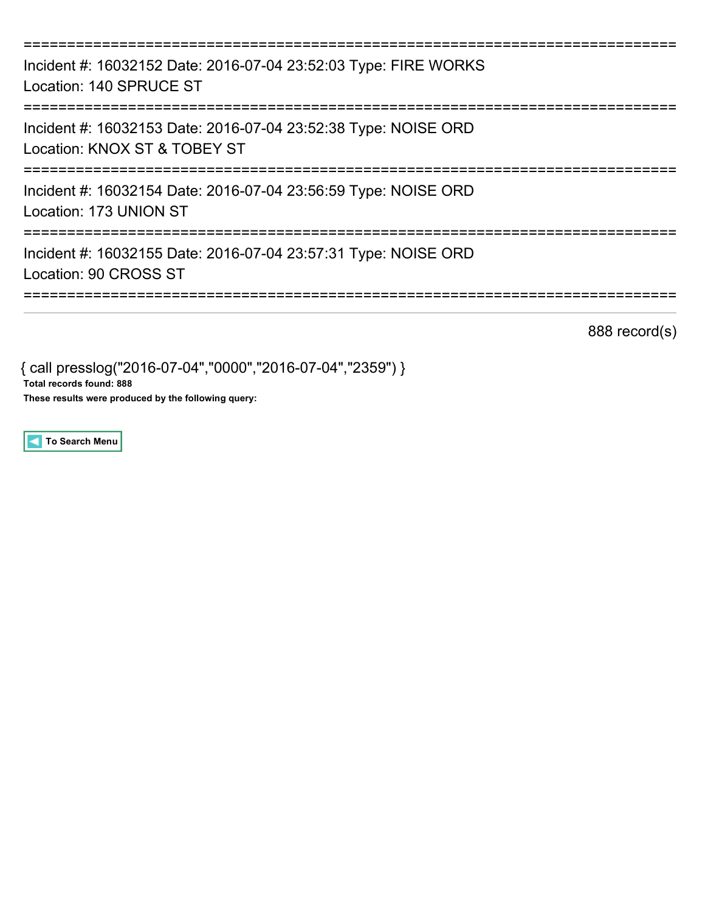===========================================================================

Incident #: 16032152 Date: 2016-07-04 23:52:03 Type: FIRE WORKS

Location: 140 SPRUCE ST

===========================================================================

Incident #: 16032153 Date: 2016-07-04 23:52:38 Type: NOISE ORD

Location: KNOX ST & TOBEY ST

===========================================================================

Incident #: 16032154 Date: 2016-07-04 23:56:59 Type: NOISE ORD

Location: 173 UNION ST

===========================================================================

Incident #: 16032155 Date: 2016-07-04 23:57:31 Type: NOISE ORD

Location: 90 CROSS ST

===========================================================================

888 record(s)

{ call presslog("2016-07-04","0000","2016-07-04","2359") }

**Total records found: 888**

**These results were produced by the following query:**

**To Search Menu**